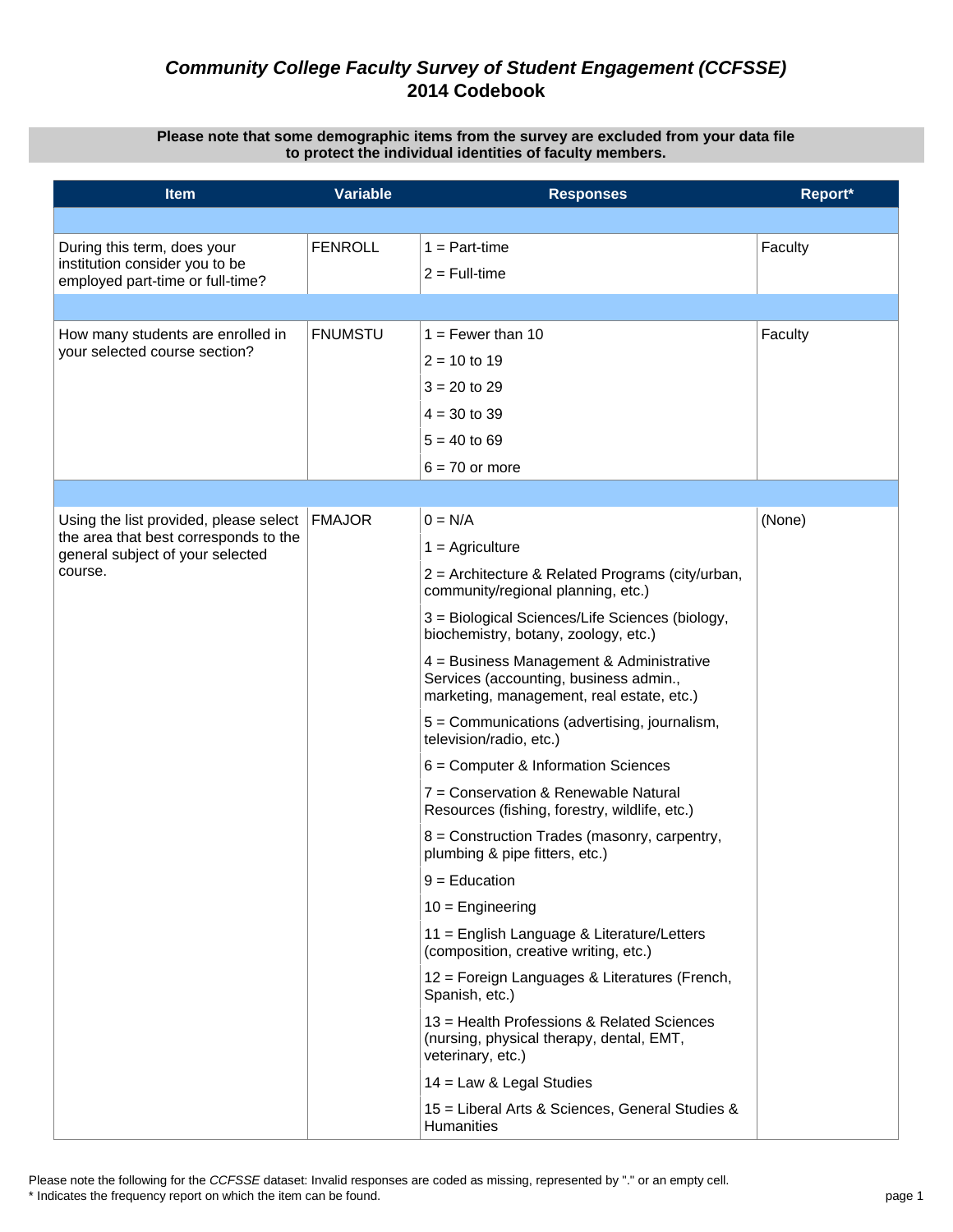# *Community College Faculty Survey of Student Engagement (CCFSSE)* 2014 Codebook

**Please note that some demographic items from the survey are excluded from your data file to protect the individual identities of faculty members.**

| Item | Variable | Responses | Report* |
|---|---|---|---|
| During this term, does your institution consider you to be employed part-time or full-time? | FENROLL | 1 = Part-time | Faculty |
| | | 2 = Full-time | |
| How many students are enrolled in your selected course section? | FNUMSTU | 1 = Fewer than 10 | Faculty |
| | | 2 = 10 to 19 | |
| | | 3 = 20 to 29 | |
| | | 4 = 30 to 39 | |
| | | 5 = 40 to 69 | |
| | | 6 = 70 or more | |
| Using the list provided, please select the area that best corresponds to the general subject of your selected course. | FMAJOR | 0 = N/A | (None) |
| | | 1 = Agriculture | |
| | | 2 = Architecture & Related Programs (city/urban, community/regional planning, etc.) | |
| | | 3 = Biological Sciences/Life Sciences (biology, biochemistry, botany, zoology, etc.) | |
| | | 4 = Business Management & Administrative Services (accounting, business admin., marketing, management, real estate, etc.) | |
| | | 5 = Communications (advertising, journalism, television/radio, etc.) | |
| | | 6 = Computer & Information Sciences | |
| | | 7 = Conservation & Renewable Natural Resources (fishing, forestry, wildlife, etc.) | |
| | | 8 = Construction Trades (masonry, carpentry, plumbing & pipe fitters, etc.) | |
| | | 9 = Education | |
| | | 10 = Engineering | |
| | | 11 = English Language & Literature/Letters (composition, creative writing, etc.) | |
| | | 12 = Foreign Languages & Literatures (French, Spanish, etc.) | |
| | | 13 = Health Professions & Related Sciences (nursing, physical therapy, dental, EMT, veterinary, etc.) | |
| | | 14 = Law & Legal Studies | |
| | | 15 = Liberal Arts & Sciences, General Studies & Humanities | |

Please note the following for the *CCFSSE* dataset: Invalid responses are coded as missing, represented by "." or an empty cell.
* Indicates the frequency report on which the item can be found.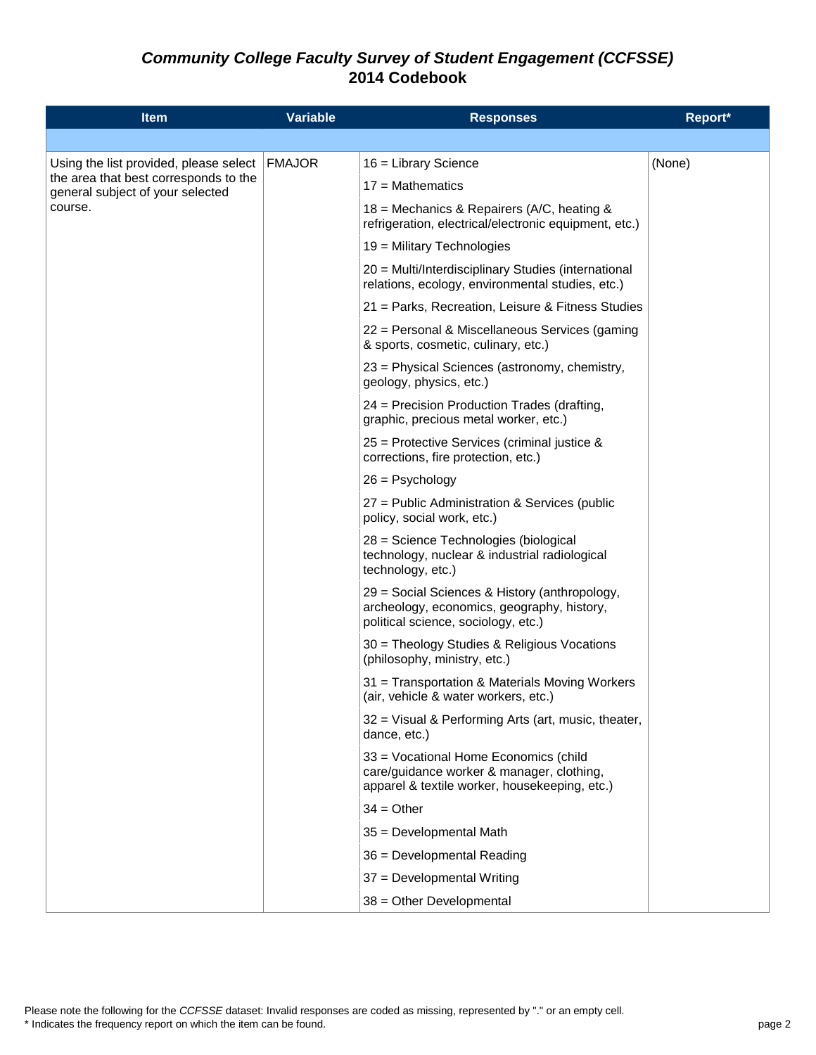# *Community College Faculty Survey of Student Engagement (CCFSSE)*
# 2014 Codebook

| Item | Variable | Responses | Report* |
|---|---|---|---|
| | | | |
| Using the list provided, please select the area that best corresponds to the general subject of your selected course. | FMAJOR | 16 = Library Science | (None) |
| | | 17 = Mathematics | |
| | | 18 = Mechanics & Repairers (A/C, heating & refrigeration, electrical/electronic equipment, etc.) | |
| | | 19 = Military Technologies | |
| | | 20 = Multi/Interdisciplinary Studies (international relations, ecology, environmental studies, etc.) | |
| | | 21 = Parks, Recreation, Leisure & Fitness Studies | |
| | | 22 = Personal & Miscellaneous Services (gaming & sports, cosmetic, culinary, etc.) | |
| | | 23 = Physical Sciences (astronomy, chemistry, geology, physics, etc.) | |
| | | 24 = Precision Production Trades (drafting, graphic, precious metal worker, etc.) | |
| | | 25 = Protective Services (criminal justice & corrections, fire protection, etc.) | |
| | | 26 = Psychology | |
| | | 27 = Public Administration & Services (public policy, social work, etc.) | |
| | | 28 = Science Technologies (biological technology, nuclear & industrial radiological technology, etc.) | |
| | | 29 = Social Sciences & History (anthropology, archeology, economics, geography, history, political science, sociology, etc.) | |
| | | 30 = Theology Studies & Religious Vocations (philosophy, ministry, etc.) | |
| | | 31 = Transportation & Materials Moving Workers (air, vehicle & water workers, etc.) | |
| | | 32 = Visual & Performing Arts (art, music, theater, dance, etc.) | |
| | | 33 = Vocational Home Economics (child care/guidance worker & manager, clothing, apparel & textile worker, housekeeping, etc.) | |
| | | 34 = Other | |
| | | 35 = Developmental Math | |
| | | 36 = Developmental Reading | |
| | | 37 = Developmental Writing | |
| | | 38 = Other Developmental | |

Please note the following for the *CCFSSE* dataset: Invalid responses are coded as missing, represented by "." or an empty cell.
* Indicates the frequency report on which the item can be found.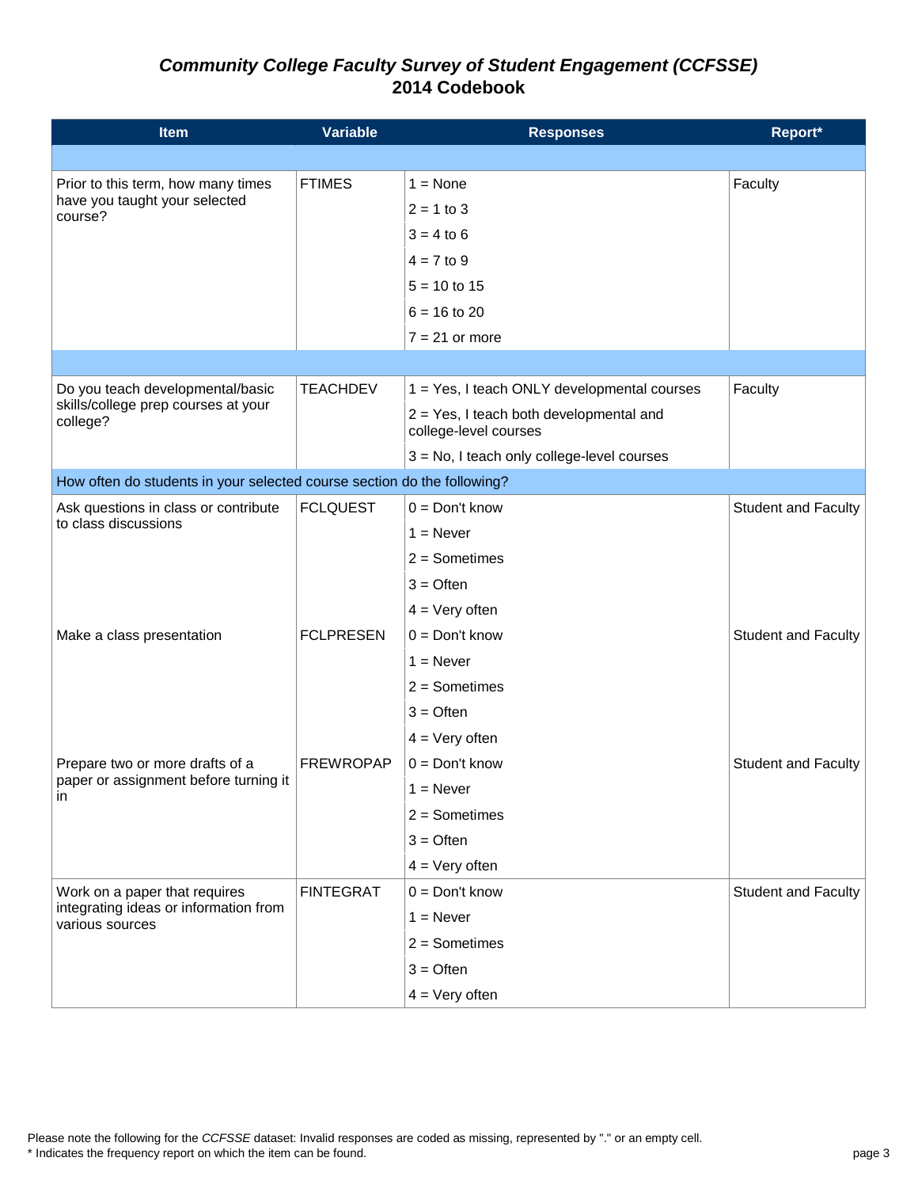# *Community College Faculty Survey of Student Engagement (CCFSSE)* 2014 Codebook

| Item | Variable | Responses | Report* |
|---|---|---|---|
| | | | |
| Prior to this term, how many times have you taught your selected course? | FTIMES | 1 = None | Faculty |
| | | 2 = 1 to 3 | |
| | | 3 = 4 to 6 | |
| | | 4 = 7 to 9 | |
| | | 5 = 10 to 15 | |
| | | 6 = 16 to 20 | |
| | | 7 = 21 or more | |
| | | | |
| Do you teach developmental/basic skills/college prep courses at your college? | TEACHDEV | 1 = Yes, I teach ONLY developmental courses | Faculty |
| | | 2 = Yes, I teach both developmental and college-level courses | |
| | | 3 = No, I teach only college-level courses | |
| How often do students in your selected course section do the following? | | | |
| Ask questions in class or contribute to class discussions | FCLQUEST | 0 = Don't know | Student and Faculty |
| | | 1 = Never | |
| | | 2 = Sometimes | |
| | | 3 = Often | |
| | | 4 = Very often | |
| Make a class presentation | FCLPRESEN | 0 = Don't know | Student and Faculty |
| | | 1 = Never | |
| | | 2 = Sometimes | |
| | | 3 = Often | |
| | | 4 = Very often | |
| Prepare two or more drafts of a paper or assignment before turning it in | FREWROPAP | 0 = Don't know | Student and Faculty |
| | | 1 = Never | |
| | | 2 = Sometimes | |
| | | 3 = Often | |
| | | 4 = Very often | |
| Work on a paper that requires integrating ideas or information from various sources | FINTEGRAT | 0 = Don't know | Student and Faculty |
| | | 1 = Never | |
| | | 2 = Sometimes | |
| | | 3 = Often | |
| | | 4 = Very often | |

Please note the following for the *CCFSSE* dataset: Invalid responses are coded as missing, represented by "." or an empty cell.
* Indicates the frequency report on which the item can be found.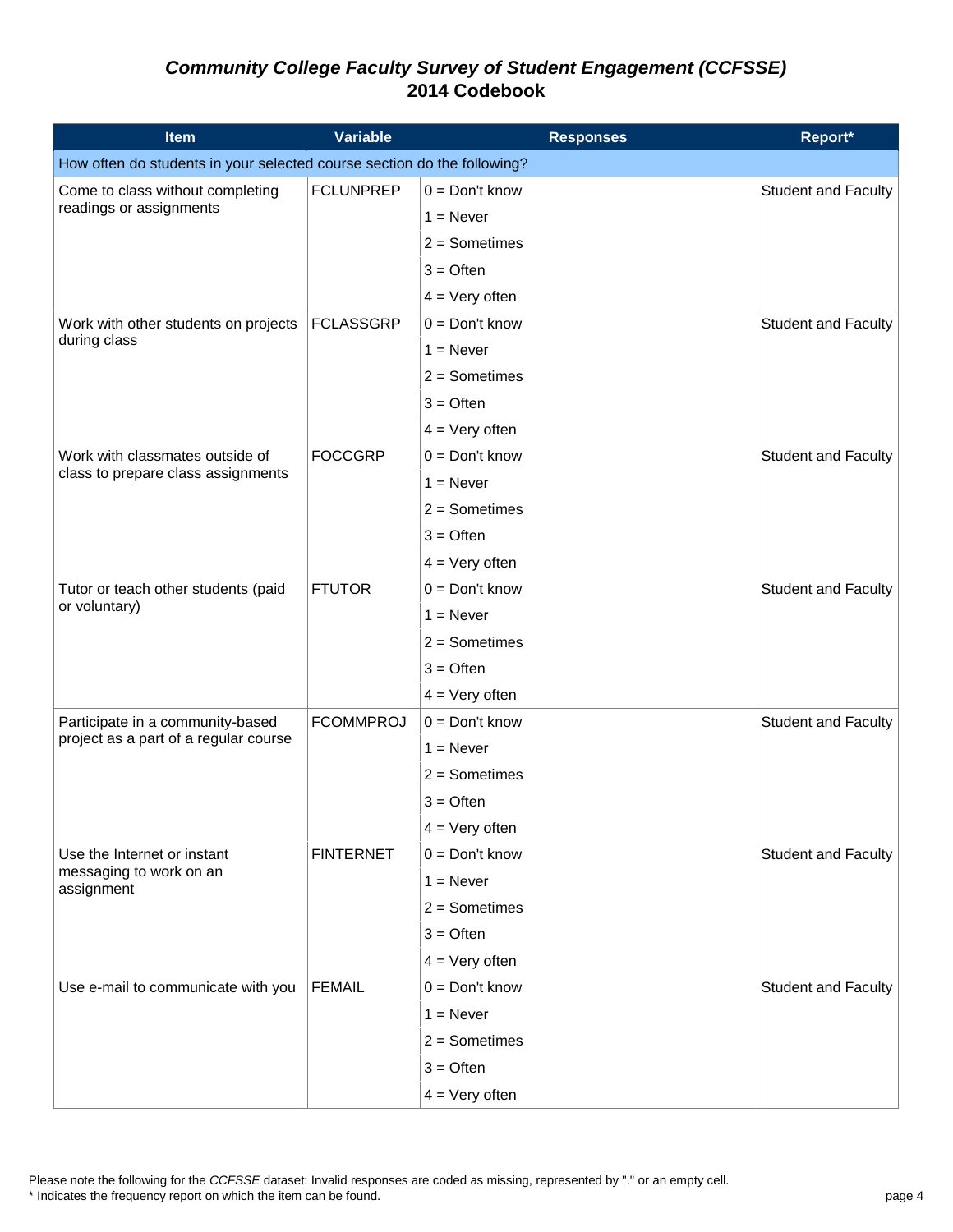# *Community College Faculty Survey of Student Engagement (CCFSSE)*
# 2014 Codebook

| Item | Variable | Responses | Report* |
|---|---|---|---|
| How often do students in your selected course section do the following? | | | |
| Come to class without completing readings or assignments | FCLUNPREP | 0 = Don't know | Student and Faculty |
| | | 1 = Never | |
| | | 2 = Sometimes | |
| | | 3 = Often | |
| | | 4 = Very often | |
| Work with other students on projects during class | FCLASSGRP | 0 = Don't know | Student and Faculty |
| | | 1 = Never | |
| | | 2 = Sometimes | |
| | | 3 = Often | |
| | | 4 = Very often | |
| Work with classmates outside of class to prepare class assignments | FOCCGRP | 0 = Don't know | Student and Faculty |
| | | 1 = Never | |
| | | 2 = Sometimes | |
| | | 3 = Often | |
| | | 4 = Very often | |
| Tutor or teach other students (paid or voluntary) | FTUTOR | 0 = Don't know | Student and Faculty |
| | | 1 = Never | |
| | | 2 = Sometimes | |
| | | 3 = Often | |
| | | 4 = Very often | |
| Participate in a community-based project as a part of a regular course | FCOMMPROJ | 0 = Don't know | Student and Faculty |
| | | 1 = Never | |
| | | 2 = Sometimes | |
| | | 3 = Often | |
| | | 4 = Very often | |
| Use the Internet or instant messaging to work on an assignment | FINTERNET | 0 = Don't know | Student and Faculty |
| | | 1 = Never | |
| | | 2 = Sometimes | |
| | | 3 = Often | |
| | | 4 = Very often | |
| Use e-mail to communicate with you | FEMAIL | 0 = Don't know | Student and Faculty |
| | | 1 = Never | |
| | | 2 = Sometimes | |
| | | 3 = Often | |
| | | 4 = Very often | |

Please note the following for the *CCFSSE* dataset: Invalid responses are coded as missing, represented by "." or an empty cell.
* Indicates the frequency report on which the item can be found.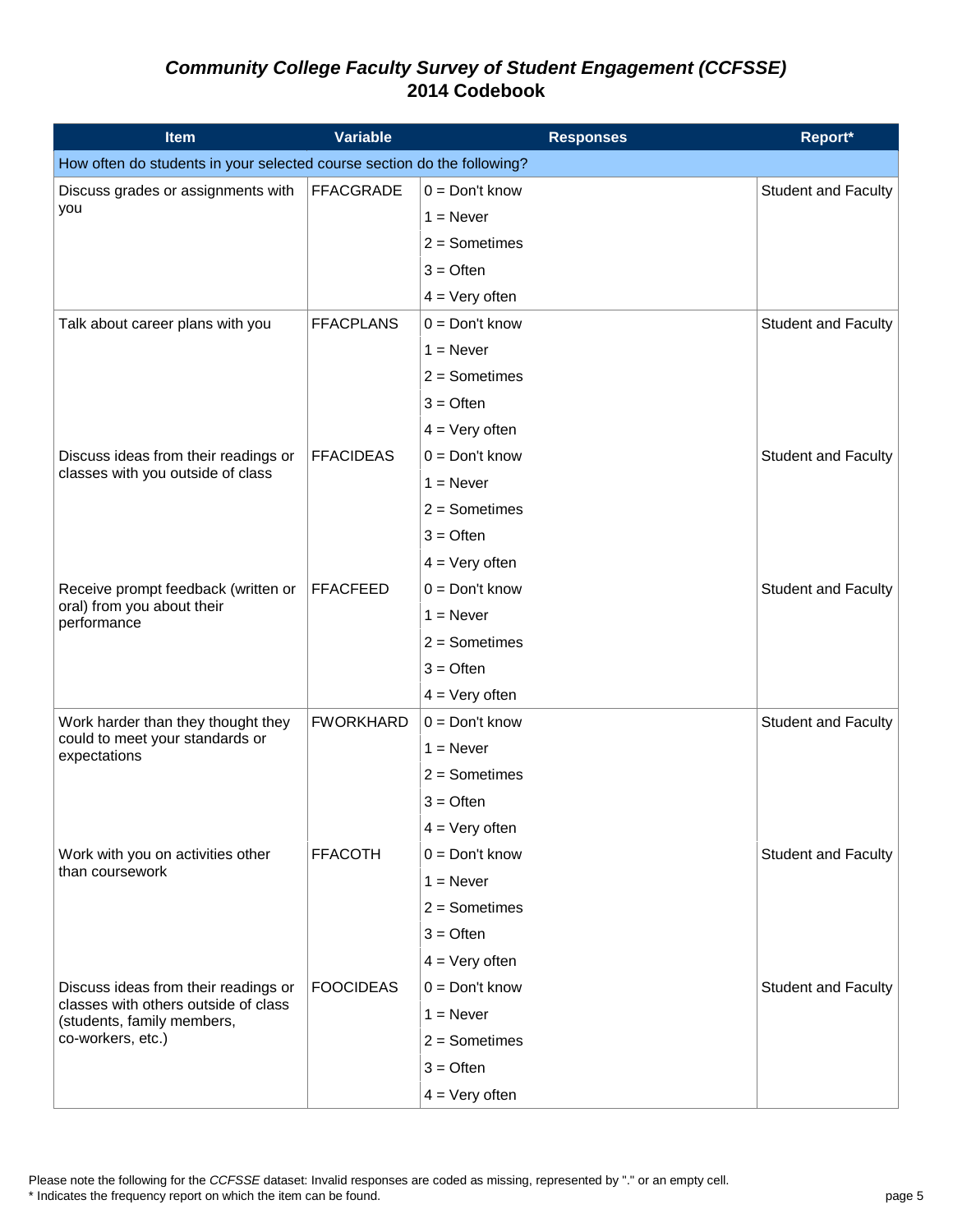# *Community College Faculty Survey of Student Engagement (CCFSSE)*
## 2014 Codebook

| Item | Variable | Responses | Report* |
|---|---|---|---|
| How often do students in your selected course section do the following? | | | |
| Discuss grades or assignments with you | FFACGRADE | 0 = Don't know | Student and Faculty |
| | | 1 = Never | |
| | | 2 = Sometimes | |
| | | 3 = Often | |
| | | 4 = Very often | |
| Talk about career plans with you | FFACPLANS | 0 = Don't know | Student and Faculty |
| | | 1 = Never | |
| | | 2 = Sometimes | |
| | | 3 = Often | |
| | | 4 = Very often | |
| Discuss ideas from their readings or classes with you outside of class | FFACIDEAS | 0 = Don't know | Student and Faculty |
| | | 1 = Never | |
| | | 2 = Sometimes | |
| | | 3 = Often | |
| | | 4 = Very often | |
| Receive prompt feedback (written or oral) from you about their performance | FFACFEED | 0 = Don't know | Student and Faculty |
| | | 1 = Never | |
| | | 2 = Sometimes | |
| | | 3 = Often | |
| | | 4 = Very often | |
| Work harder than they thought they could to meet your standards or expectations | FWORKHARD | 0 = Don't know | Student and Faculty |
| | | 1 = Never | |
| | | 2 = Sometimes | |
| | | 3 = Often | |
| | | 4 = Very often | |
| Work with you on activities other than coursework | FFACOTH | 0 = Don't know | Student and Faculty |
| | | 1 = Never | |
| | | 2 = Sometimes | |
| | | 3 = Often | |
| | | 4 = Very often | |
| Discuss ideas from their readings or classes with others outside of class (students, family members, co-workers, etc.) | FOOCIDEAS | 0 = Don't know | Student and Faculty |
| | | 1 = Never | |
| | | 2 = Sometimes | |
| | | 3 = Often | |
| | | 4 = Very often | |

Please note the following for the *CCFSSE* dataset: Invalid responses are coded as missing, represented by "." or an empty cell.
* Indicates the frequency report on which the item can be found.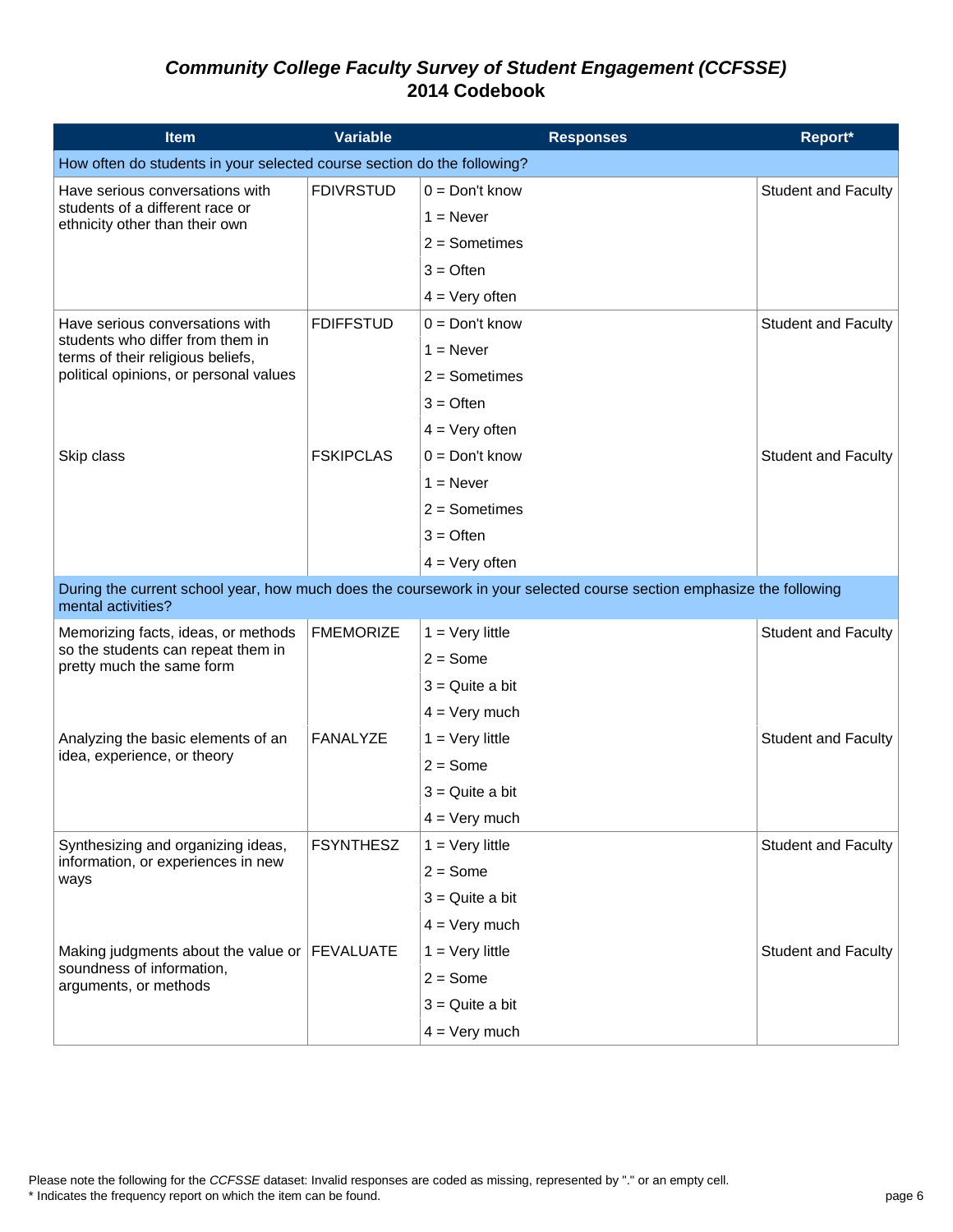# *Community College Faculty Survey of Student Engagement (CCFSSE)*
## 2014 Codebook

| Item | Variable | Responses | Report* |
|---|---|---|---|
| How often do students in your selected course section do the following? | | | |
| Have serious conversations with students of a different race or ethnicity other than their own | FDIVRSTUD | 0 = Don't know | Student and Faculty |
| | | 1 = Never | |
| | | 2 = Sometimes | |
| | | 3 = Often | |
| | | 4 = Very often | |
| Have serious conversations with students who differ from them in terms of their religious beliefs, political opinions, or personal values | FDIFFSTUD | 0 = Don't know | Student and Faculty |
| | | 1 = Never | |
| | | 2 = Sometimes | |
| | | 3 = Often | |
| | | 4 = Very often | |
| Skip class | FSKIPCLAS | 0 = Don't know | Student and Faculty |
| | | 1 = Never | |
| | | 2 = Sometimes | |
| | | 3 = Often | |
| | | 4 = Very often | |
| During the current school year, how much does the coursework in your selected course section emphasize the following mental activities? | | | |
| Memorizing facts, ideas, or methods so the students can repeat them in pretty much the same form | FMEMORIZE | 1 = Very little | Student and Faculty |
| | | 2 = Some | |
| | | 3 = Quite a bit | |
| | | 4 = Very much | |
| Analyzing the basic elements of an idea, experience, or theory | FANALYZE | 1 = Very little | Student and Faculty |
| | | 2 = Some | |
| | | 3 = Quite a bit | |
| | | 4 = Very much | |
| Synthesizing and organizing ideas, information, or experiences in new ways | FSYNTHESZ | 1 = Very little | Student and Faculty |
| | | 2 = Some | |
| | | 3 = Quite a bit | |
| | | 4 = Very much | |
| Making judgments about the value or soundness of information, arguments, or methods | FEVALUATE | 1 = Very little | Student and Faculty |
| | | 2 = Some | |
| | | 3 = Quite a bit | |
| | | 4 = Very much | |

Please note the following for the *CCFSSE* dataset: Invalid responses are coded as missing, represented by "." or an empty cell.
* Indicates the frequency report on which the item can be found.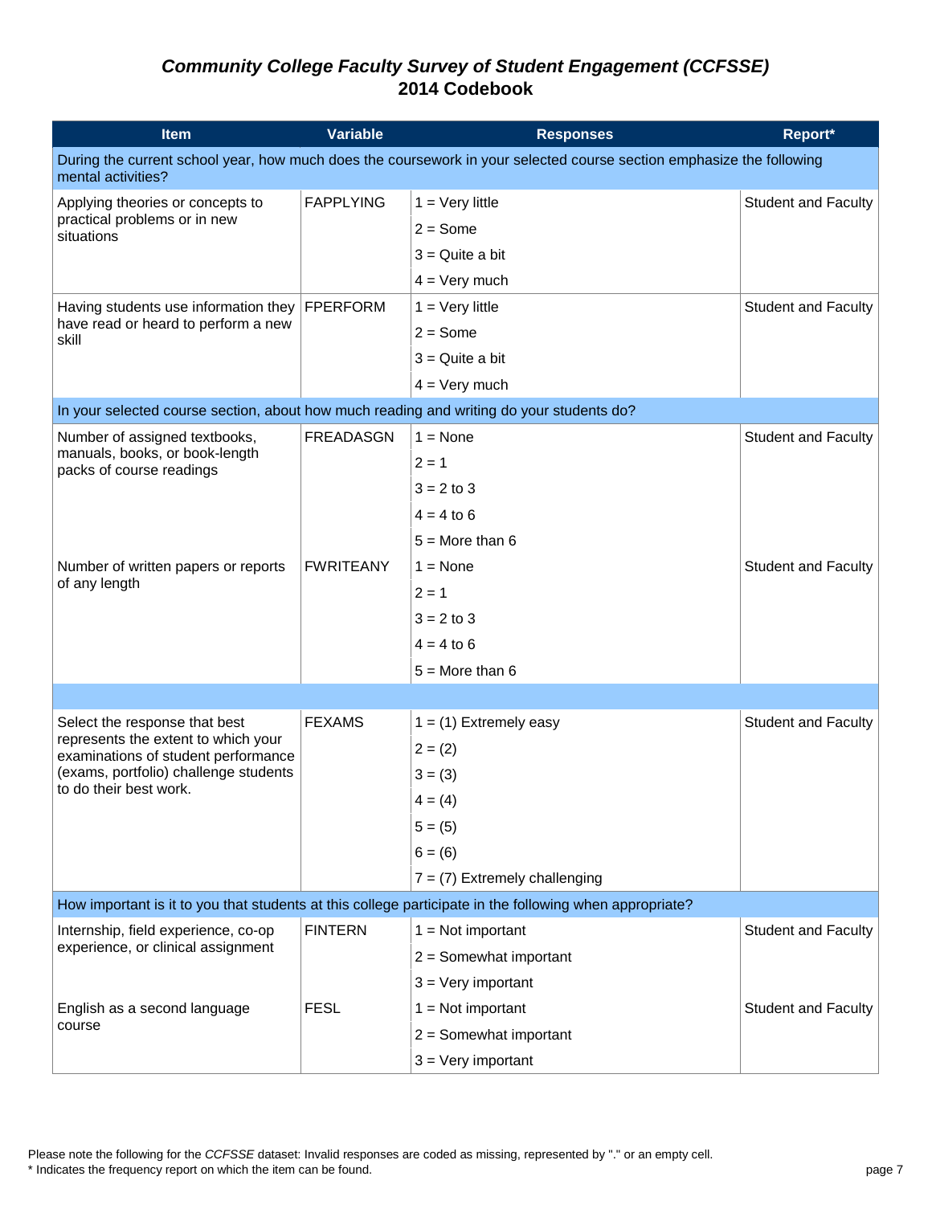## *Community College Faculty Survey of Student Engagement (CCFSSE)* 2014 Codebook

| Item | Variable | Responses | Report* |
|---|---|---|---|
| During the current school year, how much does the coursework in your selected course section emphasize the following mental activities? | | | |
| Applying theories or concepts to practical problems or in new situations | FAPPLYING | 1 = Very little | Student and Faculty |
| | | 2 = Some | |
| | | 3 = Quite a bit | |
| | | 4 = Very much | |
| Having students use information they have read or heard to perform a new skill | FPERFORM | 1 = Very little | Student and Faculty |
| | | 2 = Some | |
| | | 3 = Quite a bit | |
| | | 4 = Very much | |
| In your selected course section, about how much reading and writing do your students do? | | | |
| Number of assigned textbooks, manuals, books, or book-length packs of course readings | FREADASGN | 1 = None | Student and Faculty |
| | | 2 = 1 | |
| | | 3 = 2 to 3 | |
| | | 4 = 4 to 6 | |
| | | 5 = More than 6 | |
| Number of written papers or reports of any length | FWRITEANY | 1 = None | Student and Faculty |
| | | 2 = 1 | |
| | | 3 = 2 to 3 | |
| | | 4 = 4 to 6 | |
| | | 5 = More than 6 | |
| | | | |
| Select the response that best represents the extent to which your examinations of student performance (exams, portfolio) challenge students to do their best work. | FEXAMS | 1 = (1) Extremely easy | Student and Faculty |
| | | 2 = (2) | |
| | | 3 = (3) | |
| | | 4 = (4) | |
| | | 5 = (5) | |
| | | 6 = (6) | |
| | | 7 = (7) Extremely challenging | |
| How important is it to you that students at this college participate in the following when appropriate? | | | |
| Internship, field experience, co-op experience, or clinical assignment | FINTERN | 1 = Not important | Student and Faculty |
| | | 2 = Somewhat important | |
| | | 3 = Very important | |
| English as a second language course | FESL | 1 = Not important | Student and Faculty |
| | | 2 = Somewhat important | |
| | | 3 = Very important | |

Please note the following for the *CCFSSE* dataset: Invalid responses are coded as missing, represented by "." or an empty cell.
* Indicates the frequency report on which the item can be found.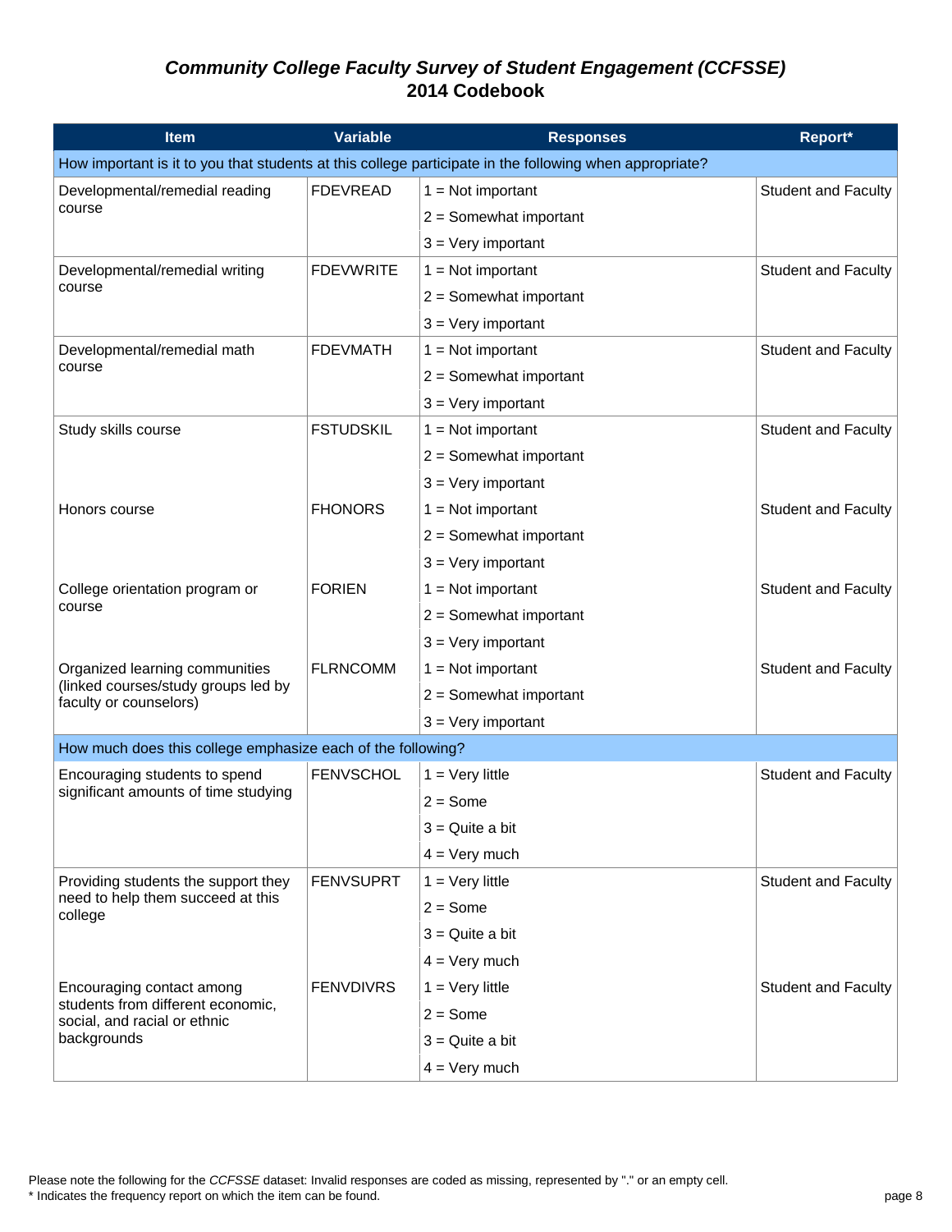# *Community College Faculty Survey of Student Engagement (CCFSSE)* 2014 Codebook

| Item | Variable | Responses | Report* |
|---|---|---|---|
| How important is it to you that students at this college participate in the following when appropriate? | | | |
| Developmental/remedial reading course | FDEVREAD | 1 = Not important | Student and Faculty |
| | | 2 = Somewhat important | |
| | | 3 = Very important | |
| Developmental/remedial writing course | FDEVWRITE | 1 = Not important | Student and Faculty |
| | | 2 = Somewhat important | |
| | | 3 = Very important | |
| Developmental/remedial math course | FDEVMATH | 1 = Not important | Student and Faculty |
| | | 2 = Somewhat important | |
| | | 3 = Very important | |
| Study skills course | FSTUDSKIL | 1 = Not important | Student and Faculty |
| | | 2 = Somewhat important | |
| | | 3 = Very important | |
| Honors course | FHONORS | 1 = Not important | Student and Faculty |
| | | 2 = Somewhat important | |
| | | 3 = Very important | |
| College orientation program or course | FORIEN | 1 = Not important | Student and Faculty |
| | | 2 = Somewhat important | |
| | | 3 = Very important | |
| Organized learning communities (linked courses/study groups led by faculty or counselors) | FLRNCOMM | 1 = Not important | Student and Faculty |
| | | 2 = Somewhat important | |
| | | 3 = Very important | |
| How much does this college emphasize each of the following? | | | |
| Encouraging students to spend significant amounts of time studying | FENVSCHOL | 1 = Very little | Student and Faculty |
| | | 2 = Some | |
| | | 3 = Quite a bit | |
| | | 4 = Very much | |
| Providing students the support they need to help them succeed at this college | FENVSUPRT | 1 = Very little | Student and Faculty |
| | | 2 = Some | |
| | | 3 = Quite a bit | |
| | | 4 = Very much | |
| Encouraging contact among students from different economic, social, and racial or ethnic backgrounds | FENVDIVRS | 1 = Very little | Student and Faculty |
| | | 2 = Some | |
| | | 3 = Quite a bit | |
| | | 4 = Very much | |

Please note the following for the *CCFSSE* dataset: Invalid responses are coded as missing, represented by "." or an empty cell.
* Indicates the frequency report on which the item can be found.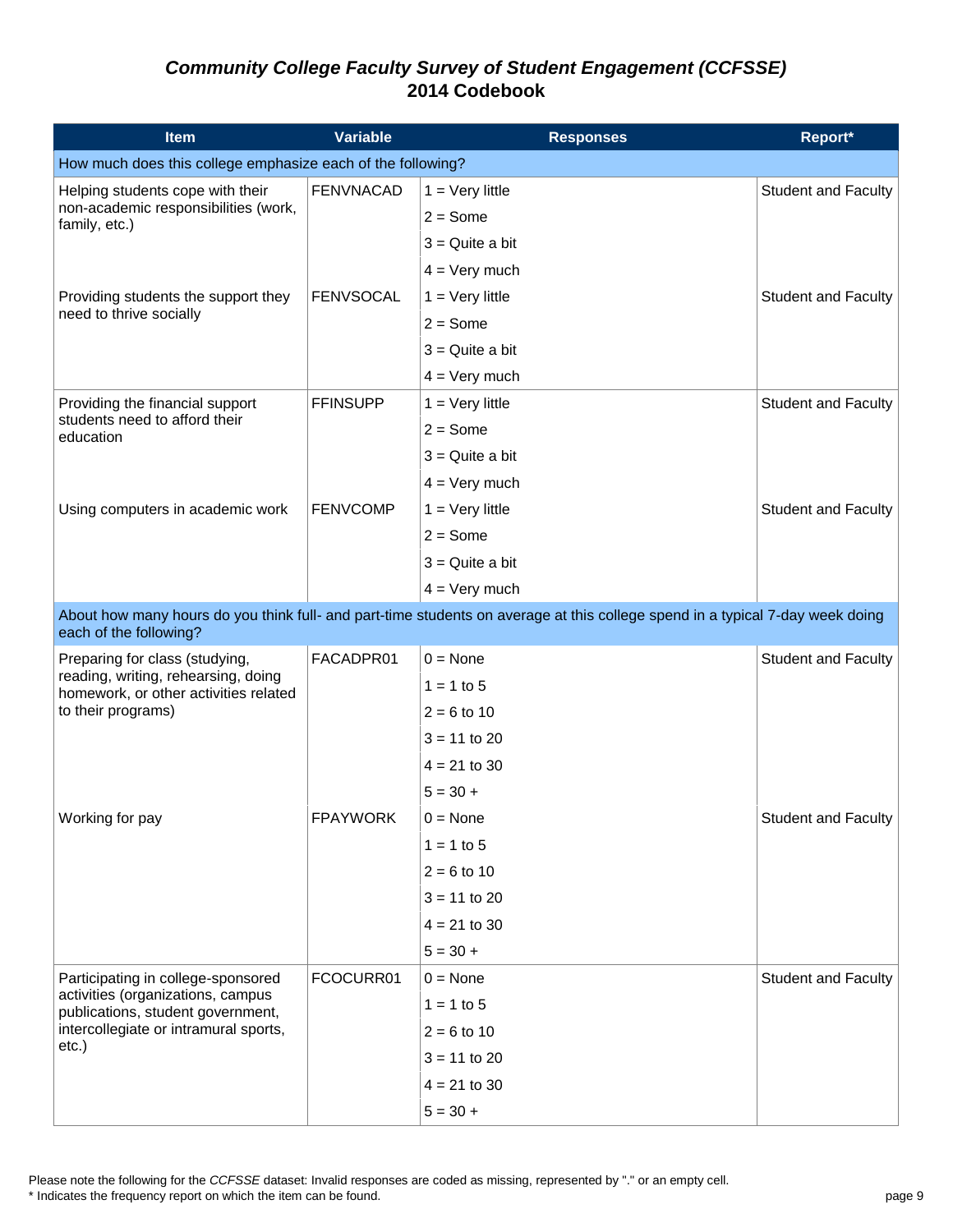# *Community College Faculty Survey of Student Engagement (CCFSSE)* 2014 Codebook

| Item | Variable | Responses | Report* |
|---|---|---|---|
| How much does this college emphasize each of the following? | | | |
| Helping students cope with their non-academic responsibilities (work, family, etc.) | FENVNACAD | 1 = Very little | Student and Faculty |
| | | 2 = Some | |
| | | 3 = Quite a bit | |
| | | 4 = Very much | |
| Providing students the support they need to thrive socially | FENVSOCAL | 1 = Very little | Student and Faculty |
| | | 2 = Some | |
| | | 3 = Quite a bit | |
| | | 4 = Very much | |
| Providing the financial support students need to afford their education | FFINSUPP | 1 = Very little | Student and Faculty |
| | | 2 = Some | |
| | | 3 = Quite a bit | |
| | | 4 = Very much | |
| Using computers in academic work | FENVCOMP | 1 = Very little | Student and Faculty |
| | | 2 = Some | |
| | | 3 = Quite a bit | |
| | | 4 = Very much | |
| About how many hours do you think full- and part-time students on average at this college spend in a typical 7-day week doing each of the following? | | | |
| Preparing for class (studying, reading, writing, rehearsing, doing homework, or other activities related to their programs) | FACADPR01 | 0 = None | Student and Faculty |
| | | 1 = 1 to 5 | |
| | | 2 = 6 to 10 | |
| | | 3 = 11 to 20 | |
| | | 4 = 21 to 30 | |
| | | 5 = 30 + | |
| Working for pay | FPAYWORK | 0 = None | Student and Faculty |
| | | 1 = 1 to 5 | |
| | | 2 = 6 to 10 | |
| | | 3 = 11 to 20 | |
| | | 4 = 21 to 30 | |
| | | 5 = 30 + | |
| Participating in college-sponsored activities (organizations, campus publications, student government, intercollegiate or intramural sports, etc.) | FCOCURR01 | 0 = None | Student and Faculty |
| | | 1 = 1 to 5 | |
| | | 2 = 6 to 10 | |
| | | 3 = 11 to 20 | |
| | | 4 = 21 to 30 | |
| | | 5 = 30 + | |

Please note the following for the *CCFSSE* dataset: Invalid responses are coded as missing, represented by "." or an empty cell.
* Indicates the frequency report on which the item can be found.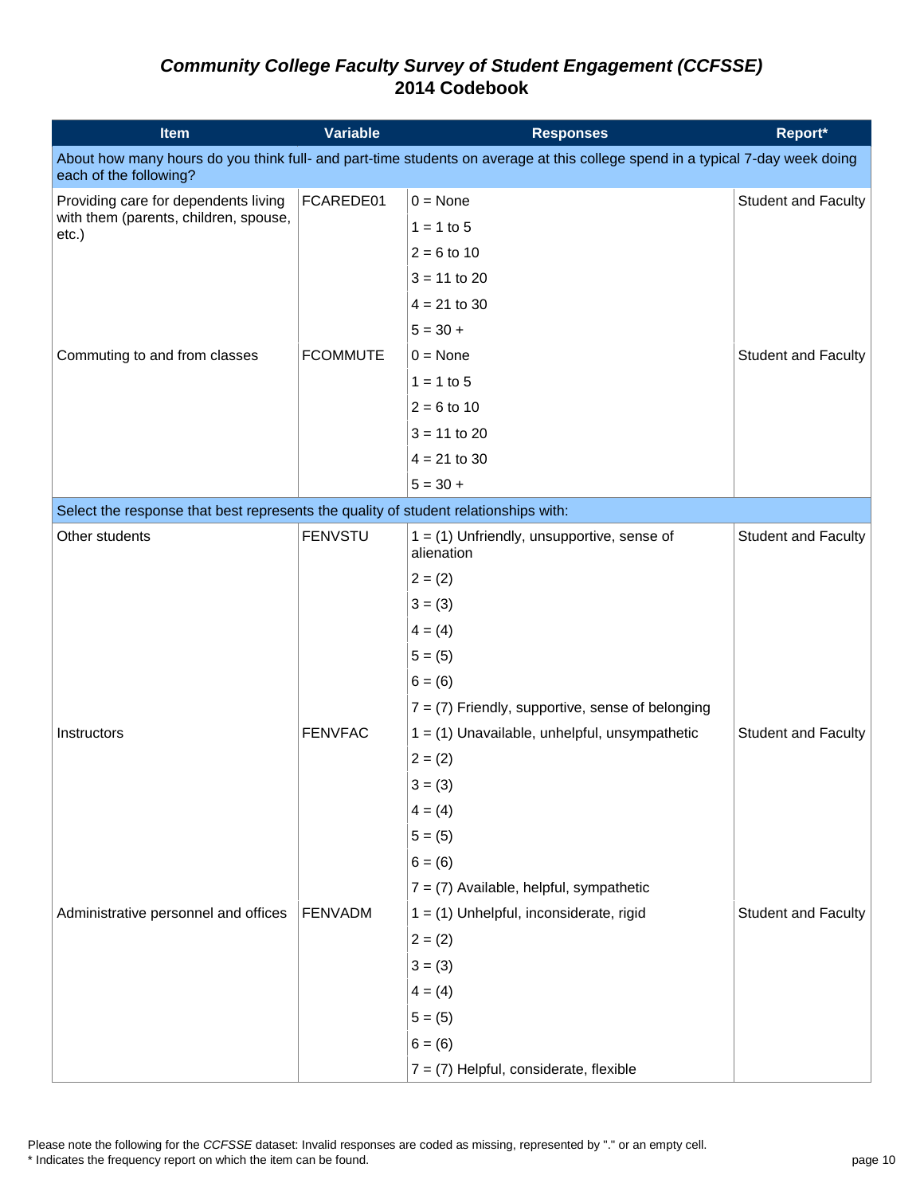# *Community College Faculty Survey of Student Engagement (CCFSSE)*
# 2014 Codebook

| Item | Variable | Responses | Report* |
|---|---|---|---|
| About how many hours do you think full- and part-time students on average at this college spend in a typical 7-day week doing each of the following? | | | |
| Providing care for dependents living with them (parents, children, spouse, etc.) | FCAREDE01 | 0 = None | Student and Faculty |
| | | 1 = 1 to 5 | |
| | | 2 = 6 to 10 | |
| | | 3 = 11 to 20 | |
| | | 4 = 21 to 30 | |
| | | 5 = 30 + | |
| Commuting to and from classes | FCOMMUTE | 0 = None | Student and Faculty |
| | | 1 = 1 to 5 | |
| | | 2 = 6 to 10 | |
| | | 3 = 11 to 20 | |
| | | 4 = 21 to 30 | |
| | | 5 = 30 + | |
| Select the response that best represents the quality of student relationships with: | | | |
| Other students | FENVSTU | 1 = (1) Unfriendly, unsupportive, sense of alienation | Student and Faculty |
| | | 2 = (2) | |
| | | 3 = (3) | |
| | | 4 = (4) | |
| | | 5 = (5) | |
| | | 6 = (6) | |
| | | 7 = (7) Friendly, supportive, sense of belonging | |
| Instructors | FENVFAC | 1 = (1) Unavailable, unhelpful, unsympathetic | Student and Faculty |
| | | 2 = (2) | |
| | | 3 = (3) | |
| | | 4 = (4) | |
| | | 5 = (5) | |
| | | 6 = (6) | |
| | | 7 = (7) Available, helpful, sympathetic | |
| Administrative personnel and offices | FENVADM | 1 = (1) Unhelpful, inconsiderate, rigid | Student and Faculty |
| | | 2 = (2) | |
| | | 3 = (3) | |
| | | 4 = (4) | |
| | | 5 = (5) | |
| | | 6 = (6) | |
| | | 7 = (7) Helpful, considerate, flexible | |

Please note the following for the *CCFSSE* dataset: Invalid responses are coded as missing, represented by "." or an empty cell.
* Indicates the frequency report on which the item can be found.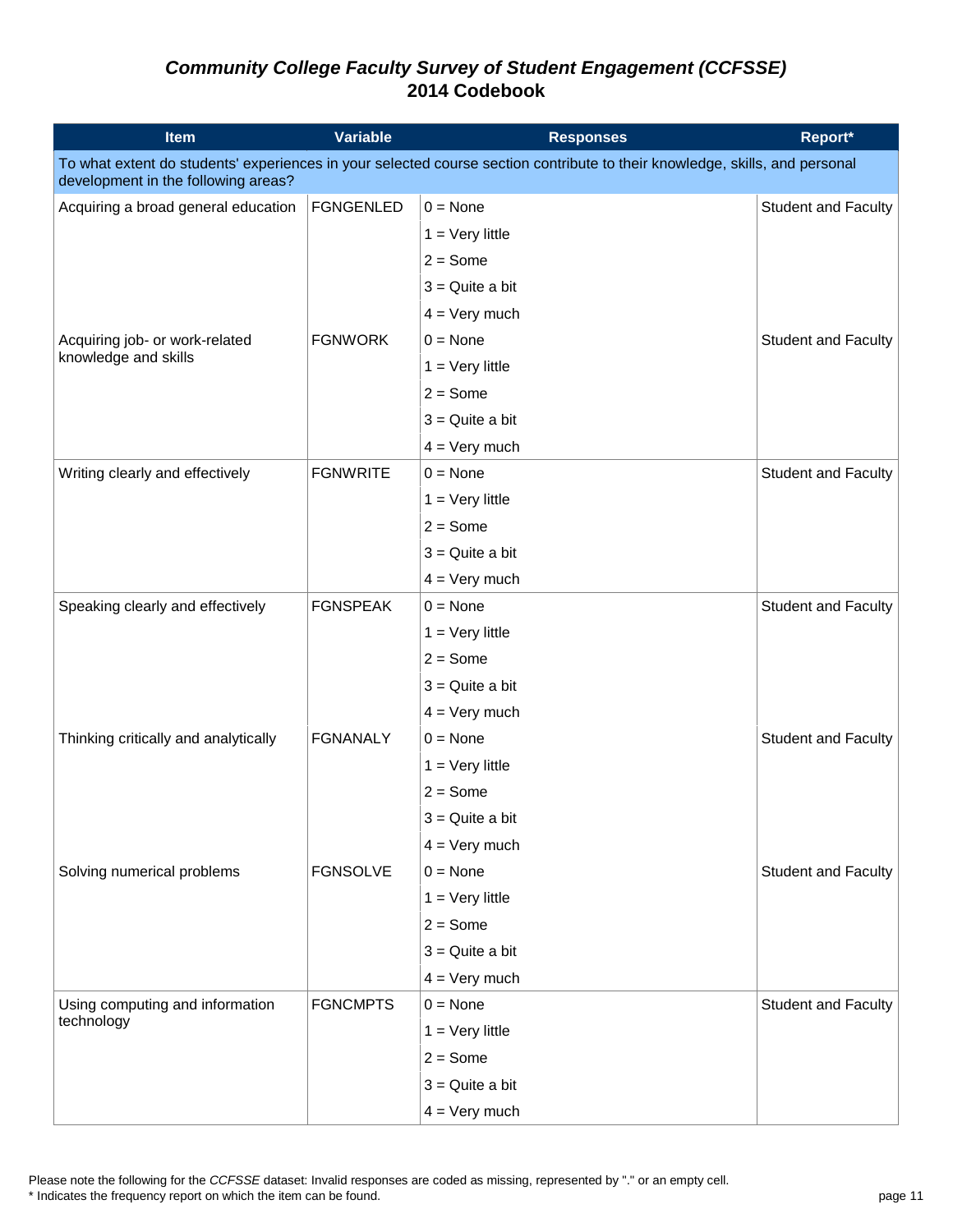# *Community College Faculty Survey of Student Engagement (CCFSSE)*
# 2014 Codebook

| Item | Variable | Responses | Report* |
|---|---|---|---|
| To what extent do students' experiences in your selected course section contribute to their knowledge, skills, and personal development in the following areas? | | | |
| Acquiring a broad general education | FGNGENLED | 0 = None | Student and Faculty |
| | | 1 = Very little | |
| | | 2 = Some | |
| | | 3 = Quite a bit | |
| | | 4 = Very much | |
| Acquiring job- or work-related knowledge and skills | FGNWORK | 0 = None | Student and Faculty |
| | | 1 = Very little | |
| | | 2 = Some | |
| | | 3 = Quite a bit | |
| | | 4 = Very much | |
| Writing clearly and effectively | FGNWRITE | 0 = None | Student and Faculty |
| | | 1 = Very little | |
| | | 2 = Some | |
| | | 3 = Quite a bit | |
| | | 4 = Very much | |
| Speaking clearly and effectively | FGNSPEAK | 0 = None | Student and Faculty |
| | | 1 = Very little | |
| | | 2 = Some | |
| | | 3 = Quite a bit | |
| | | 4 = Very much | |
| Thinking critically and analytically | FGNANALY | 0 = None | Student and Faculty |
| | | 1 = Very little | |
| | | 2 = Some | |
| | | 3 = Quite a bit | |
| | | 4 = Very much | |
| Solving numerical problems | FGNSOLVE | 0 = None | Student and Faculty |
| | | 1 = Very little | |
| | | 2 = Some | |
| | | 3 = Quite a bit | |
| | | 4 = Very much | |
| Using computing and information technology | FGNCMPTS | 0 = None | Student and Faculty |
| | | 1 = Very little | |
| | | 2 = Some | |
| | | 3 = Quite a bit | |
| | | 4 = Very much | |

Please note the following for the *CCFSSE* dataset: Invalid responses are coded as missing, represented by "." or an empty cell.
* Indicates the frequency report on which the item can be found.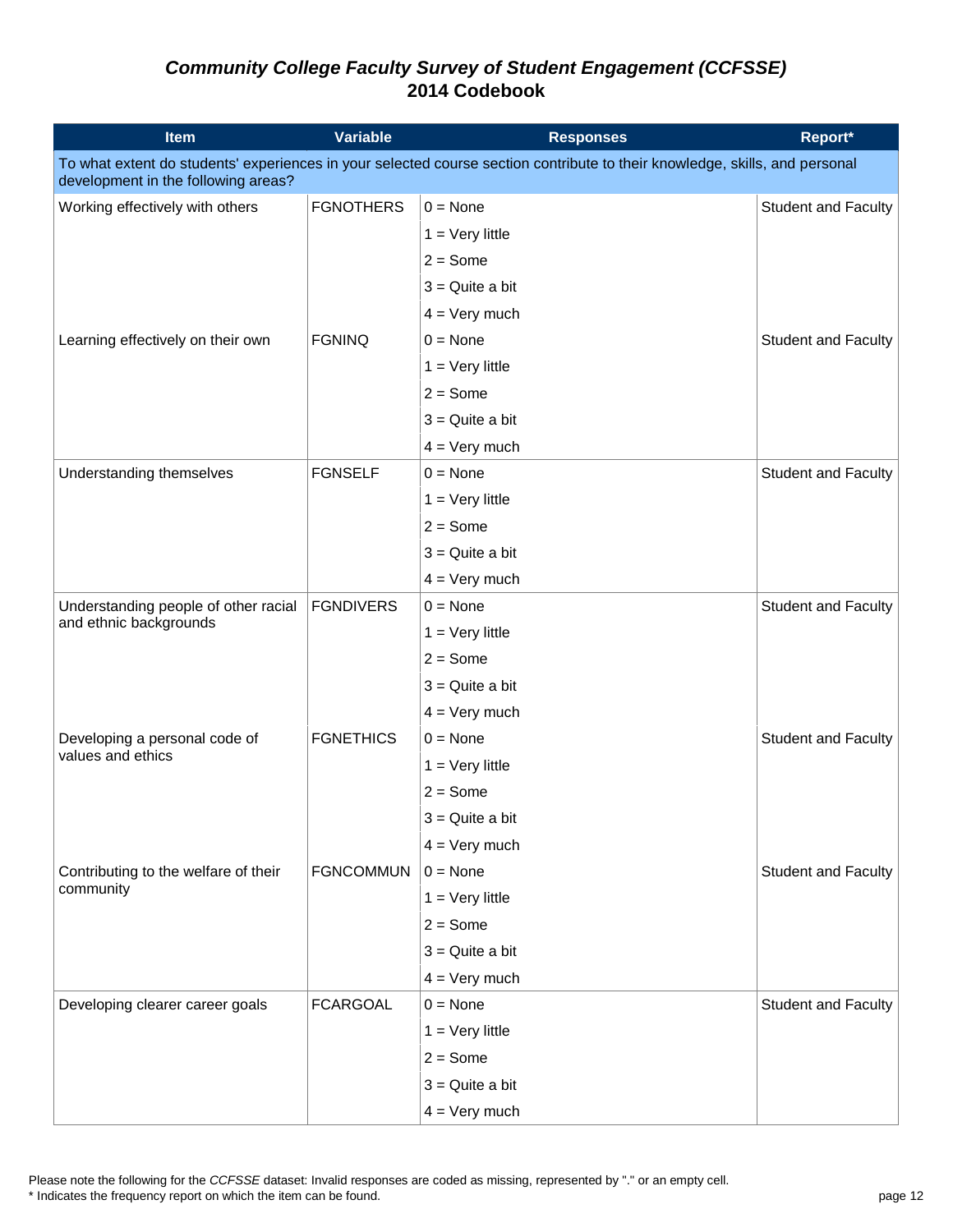# *Community College Faculty Survey of Student Engagement (CCFSSE)*
# 2014 Codebook

| Item | Variable | Responses | Report* |
|---|---|---|---|
| To what extent do students' experiences in your selected course section contribute to their knowledge, skills, and personal development in the following areas? | | | |
| Working effectively with others | FGNOTHERS | 0 = None | Student and Faculty |
| | | 1 = Very little | |
| | | 2 = Some | |
| | | 3 = Quite a bit | |
| | | 4 = Very much | |
| Learning effectively on their own | FGNINQ | 0 = None | Student and Faculty |
| | | 1 = Very little | |
| | | 2 = Some | |
| | | 3 = Quite a bit | |
| | | 4 = Very much | |
| Understanding themselves | FGNSELF | 0 = None | Student and Faculty |
| | | 1 = Very little | |
| | | 2 = Some | |
| | | 3 = Quite a bit | |
| | | 4 = Very much | |
| Understanding people of other racial and ethnic backgrounds | FGNDIVERS | 0 = None | Student and Faculty |
| | | 1 = Very little | |
| | | 2 = Some | |
| | | 3 = Quite a bit | |
| | | 4 = Very much | |
| Developing a personal code of values and ethics | FGNETHICS | 0 = None | Student and Faculty |
| | | 1 = Very little | |
| | | 2 = Some | |
| | | 3 = Quite a bit | |
| | | 4 = Very much | |
| Contributing to the welfare of their community | FGNCOMMUN | 0 = None | Student and Faculty |
| | | 1 = Very little | |
| | | 2 = Some | |
| | | 3 = Quite a bit | |
| | | 4 = Very much | |
| Developing clearer career goals | FCARGOAL | 0 = None | Student and Faculty |
| | | 1 = Very little | |
| | | 2 = Some | |
| | | 3 = Quite a bit | |
| | | 4 = Very much | |

Please note the following for the *CCFSSE* dataset: Invalid responses are coded as missing, represented by "." or an empty cell.
* Indicates the frequency report on which the item can be found.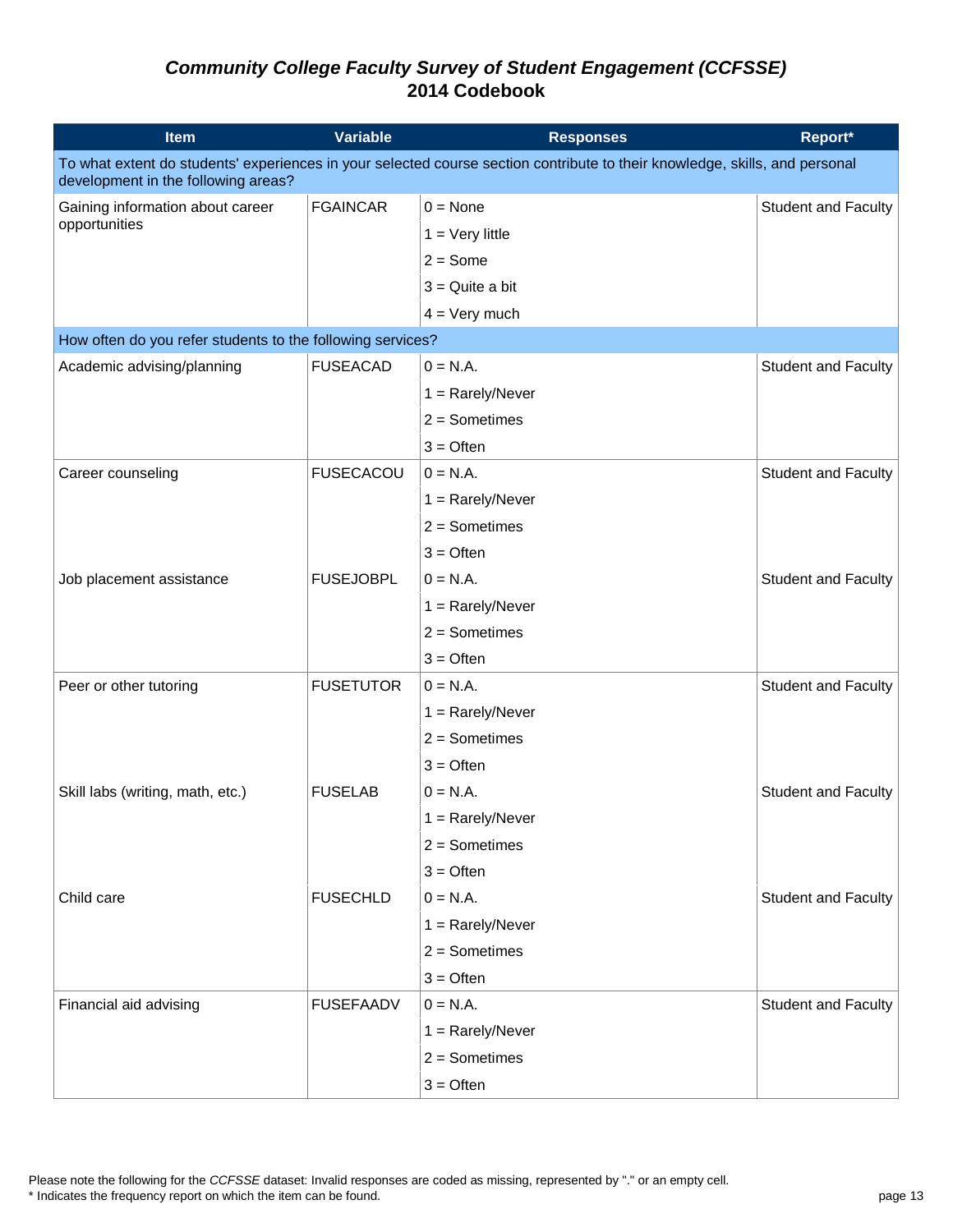## *Community College Faculty Survey of Student Engagement (CCFSSE)* 2014 Codebook

| Item | Variable | Responses | Report* |
|---|---|---|---|
| To what extent do students' experiences in your selected course section contribute to their knowledge, skills, and personal development in the following areas? | | | |
| Gaining information about career opportunities | FGAINCAR | 0 = None | Student and Faculty |
| | | 1 = Very little | |
| | | 2 = Some | |
| | | 3 = Quite a bit | |
| | | 4 = Very much | |
| How often do you refer students to the following services? | | | |
| Academic advising/planning | FUSEACAD | 0 = N.A. | Student and Faculty |
| | | 1 = Rarely/Never | |
| | | 2 = Sometimes | |
| | | 3 = Often | |
| Career counseling | FUSECACOU | 0 = N.A. | Student and Faculty |
| | | 1 = Rarely/Never | |
| | | 2 = Sometimes | |
| | | 3 = Often | |
| Job placement assistance | FUSEJOBPL | 0 = N.A. | Student and Faculty |
| | | 1 = Rarely/Never | |
| | | 2 = Sometimes | |
| | | 3 = Often | |
| Peer or other tutoring | FUSETUTOR | 0 = N.A. | Student and Faculty |
| | | 1 = Rarely/Never | |
| | | 2 = Sometimes | |
| | | 3 = Often | |
| Skill labs (writing, math, etc.) | FUSELAB | 0 = N.A. | Student and Faculty |
| | | 1 = Rarely/Never | |
| | | 2 = Sometimes | |
| | | 3 = Often | |
| Child care | FUSECHLD | 0 = N.A. | Student and Faculty |
| | | 1 = Rarely/Never | |
| | | 2 = Sometimes | |
| | | 3 = Often | |
| Financial aid advising | FUSEFAADV | 0 = N.A. | Student and Faculty |
| | | 1 = Rarely/Never | |
| | | 2 = Sometimes | |
| | | 3 = Often | |

Please note the following for the *CCFSSE* dataset: Invalid responses are coded as missing, represented by "." or an empty cell.
* Indicates the frequency report on which the item can be found.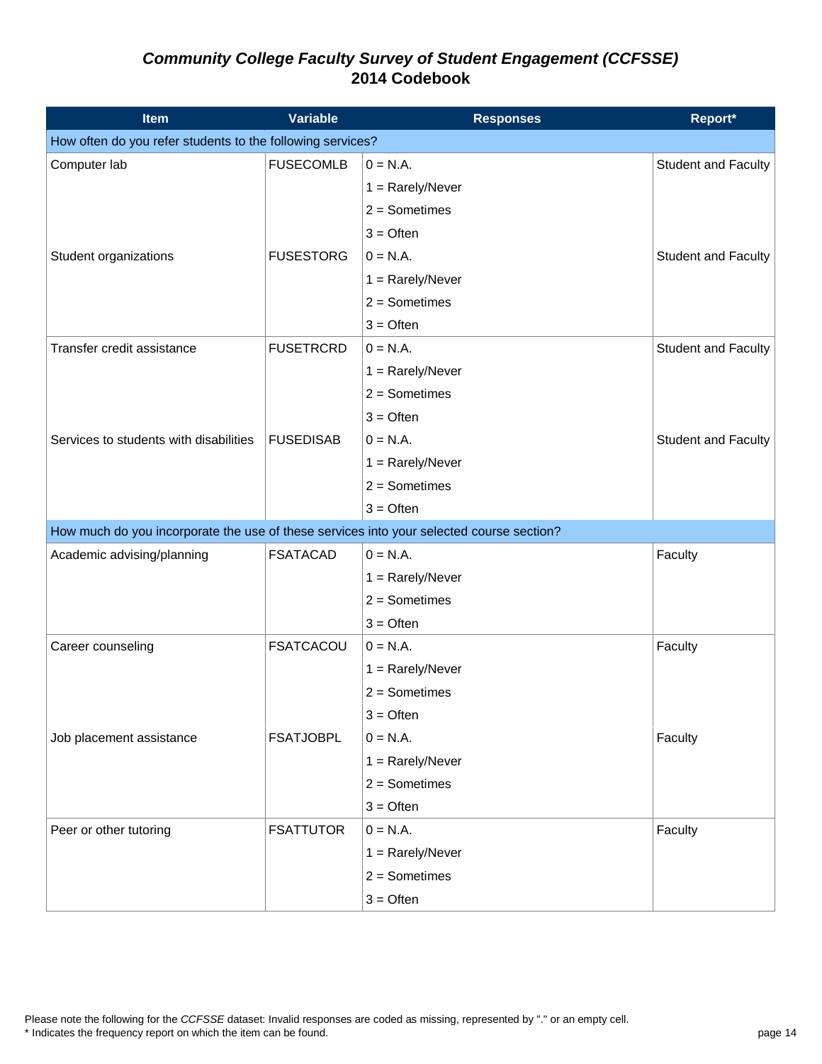# *Community College Faculty Survey of Student Engagement (CCFSSE)* 2014 Codebook

| Item | Variable | Responses | Report* |
|---|---|---|---|
| How often do you refer students to the following services? | | | |
| Computer lab | FUSECOMLB | 0 = N.A. | Student and Faculty |
| | | 1 = Rarely/Never | |
| | | 2 = Sometimes | |
| | | 3 = Often | |
| Student organizations | FUSESTORG | 0 = N.A. | Student and Faculty |
| | | 1 = Rarely/Never | |
| | | 2 = Sometimes | |
| | | 3 = Often | |
| Transfer credit assistance | FUSETRCRD | 0 = N.A. | Student and Faculty |
| | | 1 = Rarely/Never | |
| | | 2 = Sometimes | |
| | | 3 = Often | |
| Services to students with disabilities | FUSEDISAB | 0 = N.A. | Student and Faculty |
| | | 1 = Rarely/Never | |
| | | 2 = Sometimes | |
| | | 3 = Often | |
| How much do you incorporate the use of these services into your selected course section? | | | |
| Academic advising/planning | FSATACAD | 0 = N.A. | Faculty |
| | | 1 = Rarely/Never | |
| | | 2 = Sometimes | |
| | | 3 = Often | |
| Career counseling | FSATCACOU | 0 = N.A. | Faculty |
| | | 1 = Rarely/Never | |
| | | 2 = Sometimes | |
| | | 3 = Often | |
| Job placement assistance | FSATJOBPL | 0 = N.A. | Faculty |
| | | 1 = Rarely/Never | |
| | | 2 = Sometimes | |
| | | 3 = Often | |
| Peer or other tutoring | FSATTUTOR | 0 = N.A. | Faculty |
| | | 1 = Rarely/Never | |
| | | 2 = Sometimes | |
| | | 3 = Often | |

Please note the following for the *CCFSSE* dataset: Invalid responses are coded as missing, represented by "." or an empty cell.
* Indicates the frequency report on which the item can be found.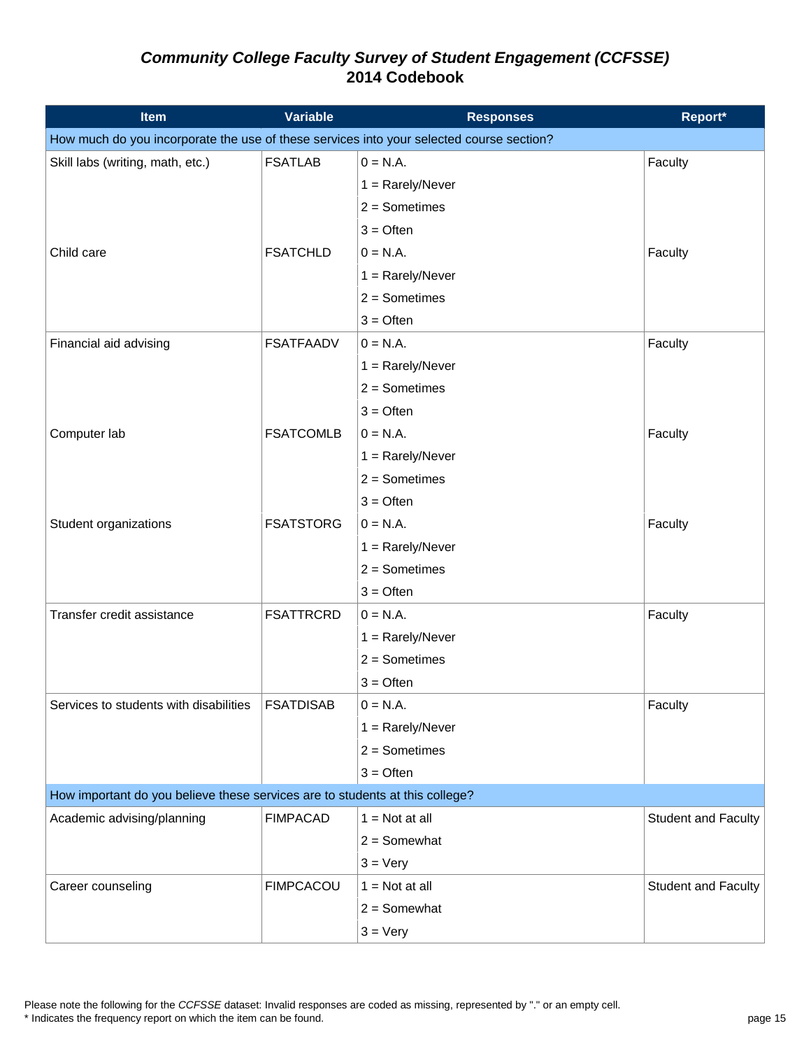# *Community College Faculty Survey of Student Engagement (CCFSSE)*
## 2014 Codebook

| Item | Variable | Responses | Report* |
| --- | --- | --- | --- |
| How much do you incorporate the use of these services into your selected course section? | | | |
| Skill labs (writing, math, etc.) | FSATLAB | 0 = N.A. | Faculty |
| | | 1 = Rarely/Never | |
| | | 2 = Sometimes | |
| | | 3 = Often | |
| Child care | FSATCHLD | 0 = N.A. | Faculty |
| | | 1 = Rarely/Never | |
| | | 2 = Sometimes | |
| | | 3 = Often | |
| Financial aid advising | FSATFAADV | 0 = N.A. | Faculty |
| | | 1 = Rarely/Never | |
| | | 2 = Sometimes | |
| | | 3 = Often | |
| Computer lab | FSATCOMLB | 0 = N.A. | Faculty |
| | | 1 = Rarely/Never | |
| | | 2 = Sometimes | |
| | | 3 = Often | |
| Student organizations | FSATSTORG | 0 = N.A. | Faculty |
| | | 1 = Rarely/Never | |
| | | 2 = Sometimes | |
| | | 3 = Often | |
| Transfer credit assistance | FSATTRCRD | 0 = N.A. | Faculty |
| | | 1 = Rarely/Never | |
| | | 2 = Sometimes | |
| | | 3 = Often | |
| Services to students with disabilities | FSATDISAB | 0 = N.A. | Faculty |
| | | 1 = Rarely/Never | |
| | | 2 = Sometimes | |
| | | 3 = Often | |
| How important do you believe these services are to students at this college? | | | |
| Academic advising/planning | FIMPACAD | 1 = Not at all | Student and Faculty |
| | | 2 = Somewhat | |
| | | 3 = Very | |
| Career counseling | FIMPCACOU | 1 = Not at all | Student and Faculty |
| | | 2 = Somewhat | |
| | | 3 = Very | |

Please note the following for the *CCFSSE* dataset: Invalid responses are coded as missing, represented by "." or an empty cell.
* Indicates the frequency report on which the item can be found.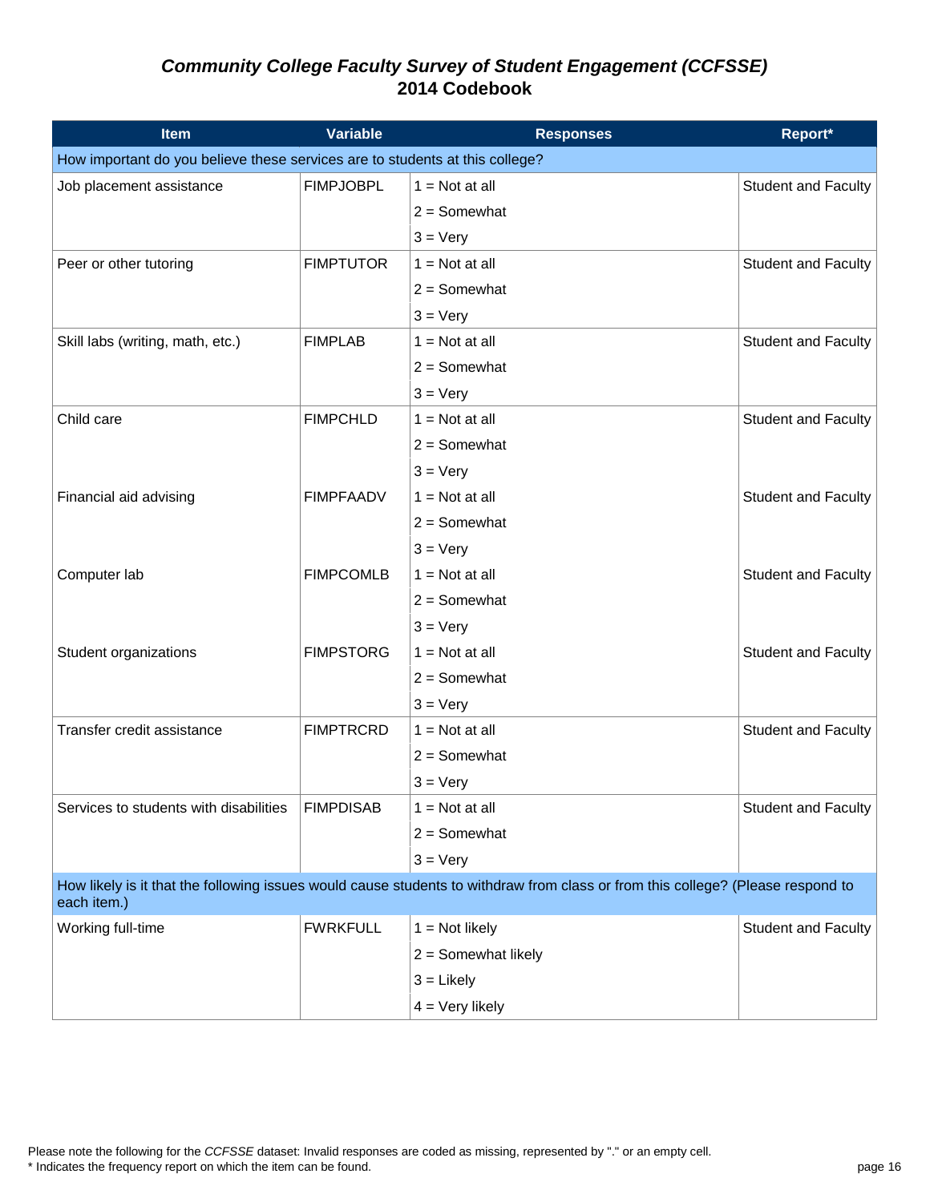# *Community College Faculty Survey of Student Engagement (CCFSSE)*
# 2014 Codebook

| Item | Variable | Responses | Report* |
|---|---|---|---|
| How important do you believe these services are to students at this college? | | | |
| Job placement assistance | FIMPJOBPL | 1 = Not at all | Student and Faculty |
| | | 2 = Somewhat | |
| | | 3 = Very | |
| Peer or other tutoring | FIMPTUTOR | 1 = Not at all | Student and Faculty |
| | | 2 = Somewhat | |
| | | 3 = Very | |
| Skill labs (writing, math, etc.) | FIMPLAB | 1 = Not at all | Student and Faculty |
| | | 2 = Somewhat | |
| | | 3 = Very | |
| Child care | FIMPCHLD | 1 = Not at all | Student and Faculty |
| | | 2 = Somewhat | |
| | | 3 = Very | |
| Financial aid advising | FIMPFAADV | 1 = Not at all | Student and Faculty |
| | | 2 = Somewhat | |
| | | 3 = Very | |
| Computer lab | FIMPCOMLB | 1 = Not at all | Student and Faculty |
| | | 2 = Somewhat | |
| | | 3 = Very | |
| Student organizations | FIMPSTORG | 1 = Not at all | Student and Faculty |
| | | 2 = Somewhat | |
| | | 3 = Very | |
| Transfer credit assistance | FIMPTRCRD | 1 = Not at all | Student and Faculty |
| | | 2 = Somewhat | |
| | | 3 = Very | |
| Services to students with disabilities | FIMPDISAB | 1 = Not at all | Student and Faculty |
| | | 2 = Somewhat | |
| | | 3 = Very | |
| How likely is it that the following issues would cause students to withdraw from class or from this college? (Please respond to each item.) | | | |
| Working full-time | FWRKFULL | 1 = Not likely | Student and Faculty |
| | | 2 = Somewhat likely | |
| | | 3 = Likely | |
| | | 4 = Very likely | |

Please note the following for the *CCFSSE* dataset: Invalid responses are coded as missing, represented by "." or an empty cell.
* Indicates the frequency report on which the item can be found.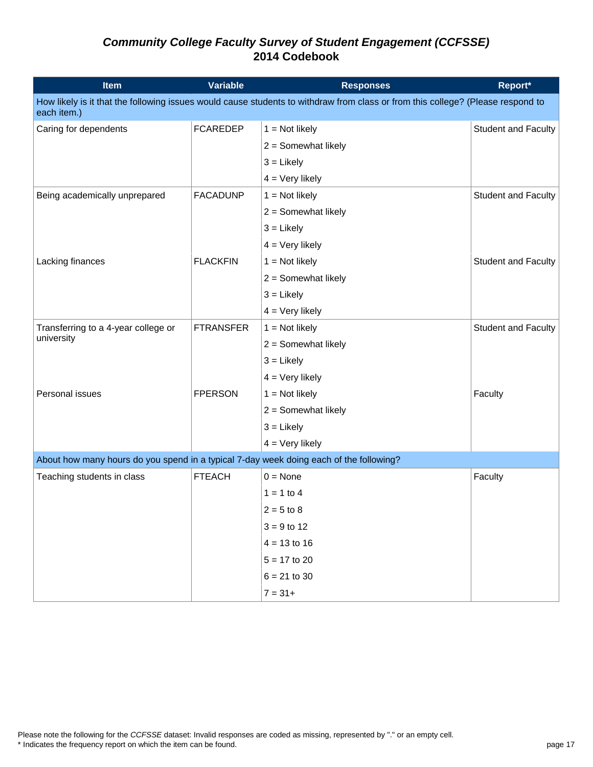# *Community College Faculty Survey of Student Engagement (CCFSSE)*
# 2014 Codebook

| Item | Variable | Responses | Report* |
|---|---|---|---|
| **How likely is it that the following issues would cause students to withdraw from class or from this college? (Please respond to each item.)** | | | |
| Caring for dependents | FCAREDEP | 1 = Not likely | Student and Faculty |
| | | 2 = Somewhat likely | |
| | | 3 = Likely | |
| | | 4 = Very likely | |
| Being academically unprepared | FACADUNP | 1 = Not likely | Student and Faculty |
| | | 2 = Somewhat likely | |
| | | 3 = Likely | |
| | | 4 = Very likely | |
| Lacking finances | FLACKFIN | 1 = Not likely | Student and Faculty |
| | | 2 = Somewhat likely | |
| | | 3 = Likely | |
| | | 4 = Very likely | |
| Transferring to a 4-year college or university | FTRANSFER | 1 = Not likely | Student and Faculty |
| | | 2 = Somewhat likely | |
| | | 3 = Likely | |
| | | 4 = Very likely | |
| Personal issues | FPERSON | 1 = Not likely | Faculty |
| | | 2 = Somewhat likely | |
| | | 3 = Likely | |
| | | 4 = Very likely | |
| **About how many hours do you spend in a typical 7-day week doing each of the following?** | | | |
| Teaching students in class | FTEACH | 0 = None | Faculty |
| | | 1 = 1 to 4 | |
| | | 2 = 5 to 8 | |
| | | 3 = 9 to 12 | |
| | | 4 = 13 to 16 | |
| | | 5 = 17 to 20 | |
| | | 6 = 21 to 30 | |
| | | 7 = 31+ | |

Please note the following for the *CCFSSE* dataset: Invalid responses are coded as missing, represented by "." or an empty cell.
* Indicates the frequency report on which the item can be found.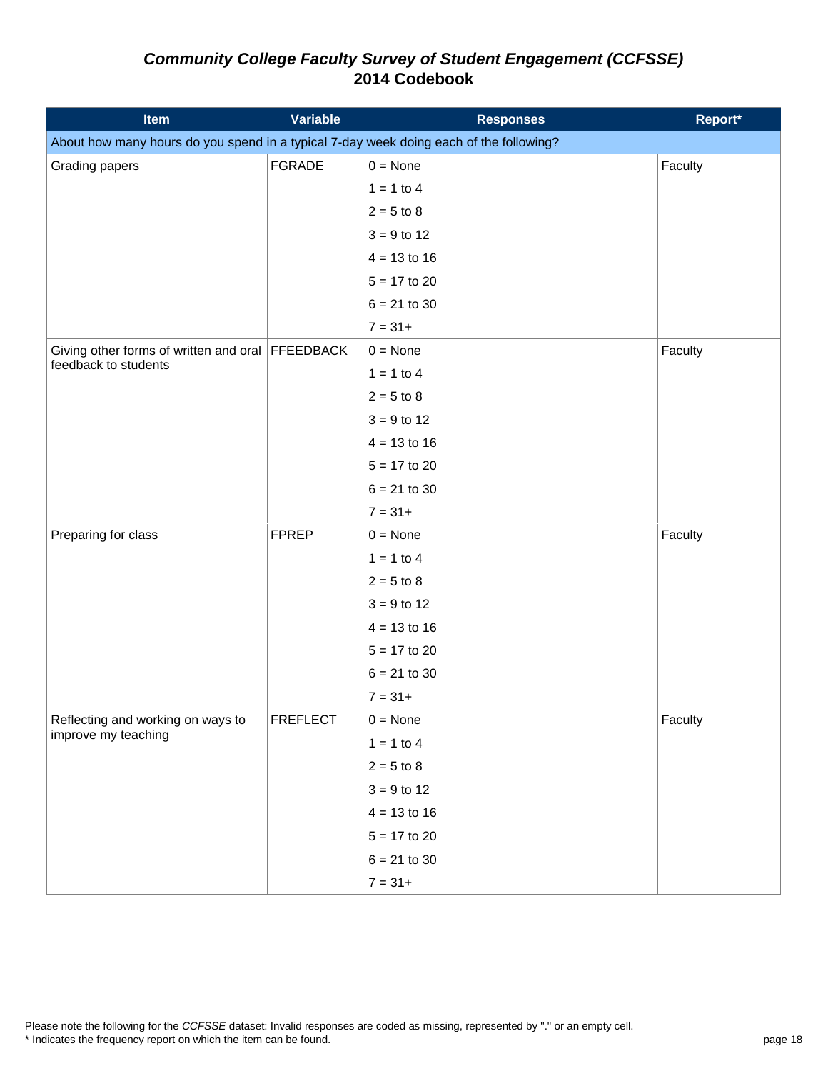# *Community College Faculty Survey of Student Engagement (CCFSSE)*
# 2014 Codebook

| Item | Variable | Responses | Report* |
|---|---|---|---|
| About how many hours do you spend in a typical 7-day week doing each of the following? | | | |
| Grading papers | FGRADE | 0 = None | Faculty |
| | | 1 = 1 to 4 | |
| | | 2 = 5 to 8 | |
| | | 3 = 9 to 12 | |
| | | 4 = 13 to 16 | |
| | | 5 = 17 to 20 | |
| | | 6 = 21 to 30 | |
| | | 7 = 31+ | |
| Giving other forms of written and oral feedback to students | FFEEDBACK | 0 = None | Faculty |
| | | 1 = 1 to 4 | |
| | | 2 = 5 to 8 | |
| | | 3 = 9 to 12 | |
| | | 4 = 13 to 16 | |
| | | 5 = 17 to 20 | |
| | | 6 = 21 to 30 | |
| | | 7 = 31+ | |
| Preparing for class | FPREP | 0 = None | Faculty |
| | | 1 = 1 to 4 | |
| | | 2 = 5 to 8 | |
| | | 3 = 9 to 12 | |
| | | 4 = 13 to 16 | |
| | | 5 = 17 to 20 | |
| | | 6 = 21 to 30 | |
| | | 7 = 31+ | |
| Reflecting and working on ways to improve my teaching | FREFLECT | 0 = None | Faculty |
| | | 1 = 1 to 4 | |
| | | 2 = 5 to 8 | |
| | | 3 = 9 to 12 | |
| | | 4 = 13 to 16 | |
| | | 5 = 17 to 20 | |
| | | 6 = 21 to 30 | |
| | | 7 = 31+ | |

Please note the following for the *CCFSSE* dataset: Invalid responses are coded as missing, represented by "." or an empty cell.
* Indicates the frequency report on which the item can be found.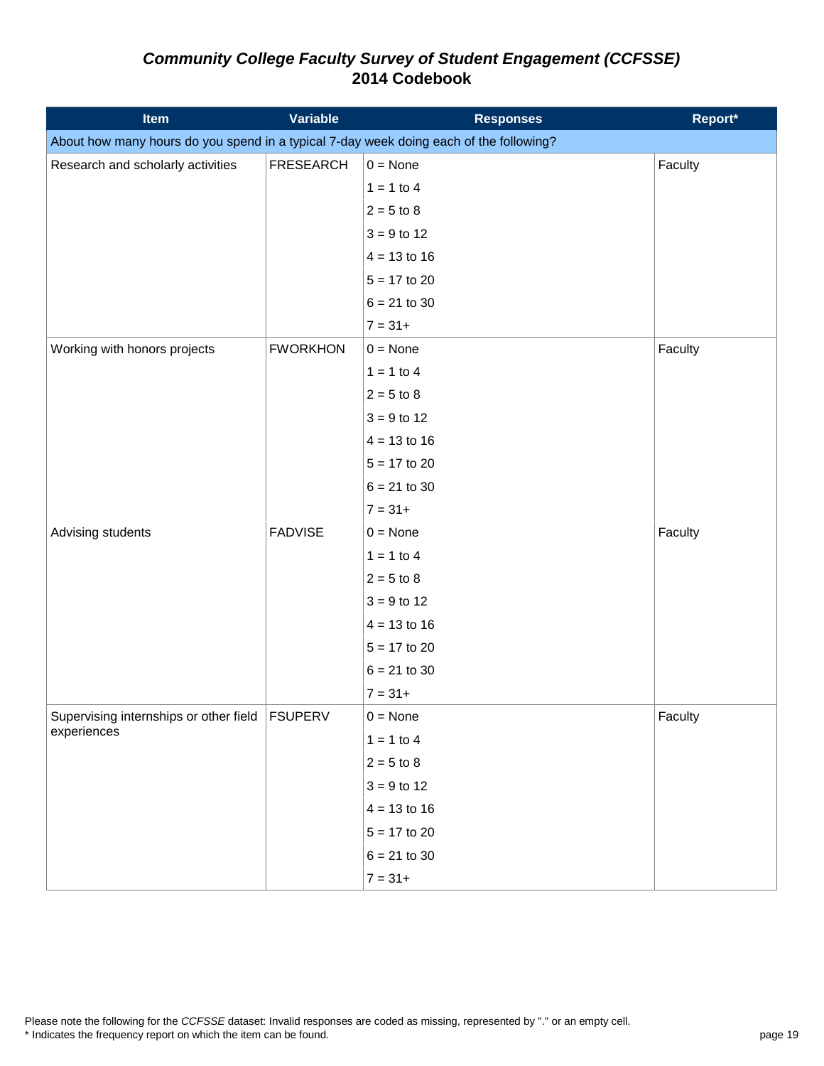# *Community College Faculty Survey of Student Engagement (CCFSSE)*
## 2014 Codebook

| Item | Variable | Responses | Report* |
|---|---|---|---|
| About how many hours do you spend in a typical 7-day week doing each of the following? | | | |
| Research and scholarly activities | FRESEARCH | 0 = None | Faculty |
| | | 1 = 1 to 4 | |
| | | 2 = 5 to 8 | |
| | | 3 = 9 to 12 | |
| | | 4 = 13 to 16 | |
| | | 5 = 17 to 20 | |
| | | 6 = 21 to 30 | |
| | | 7 = 31+ | |
| Working with honors projects | FWORKHON | 0 = None | Faculty |
| | | 1 = 1 to 4 | |
| | | 2 = 5 to 8 | |
| | | 3 = 9 to 12 | |
| | | 4 = 13 to 16 | |
| | | 5 = 17 to 20 | |
| | | 6 = 21 to 30 | |
| | | 7 = 31+ | |
| Advising students | FADVISE | 0 = None | Faculty |
| | | 1 = 1 to 4 | |
| | | 2 = 5 to 8 | |
| | | 3 = 9 to 12 | |
| | | 4 = 13 to 16 | |
| | | 5 = 17 to 20 | |
| | | 6 = 21 to 30 | |
| | | 7 = 31+ | |
| Supervising internships or other field experiences | FSUPERV | 0 = None | Faculty |
| | | 1 = 1 to 4 | |
| | | 2 = 5 to 8 | |
| | | 3 = 9 to 12 | |
| | | 4 = 13 to 16 | |
| | | 5 = 17 to 20 | |
| | | 6 = 21 to 30 | |
| | | 7 = 31+ | |

Please note the following for the *CCFSSE* dataset: Invalid responses are coded as missing, represented by "." or an empty cell.
* Indicates the frequency report on which the item can be found.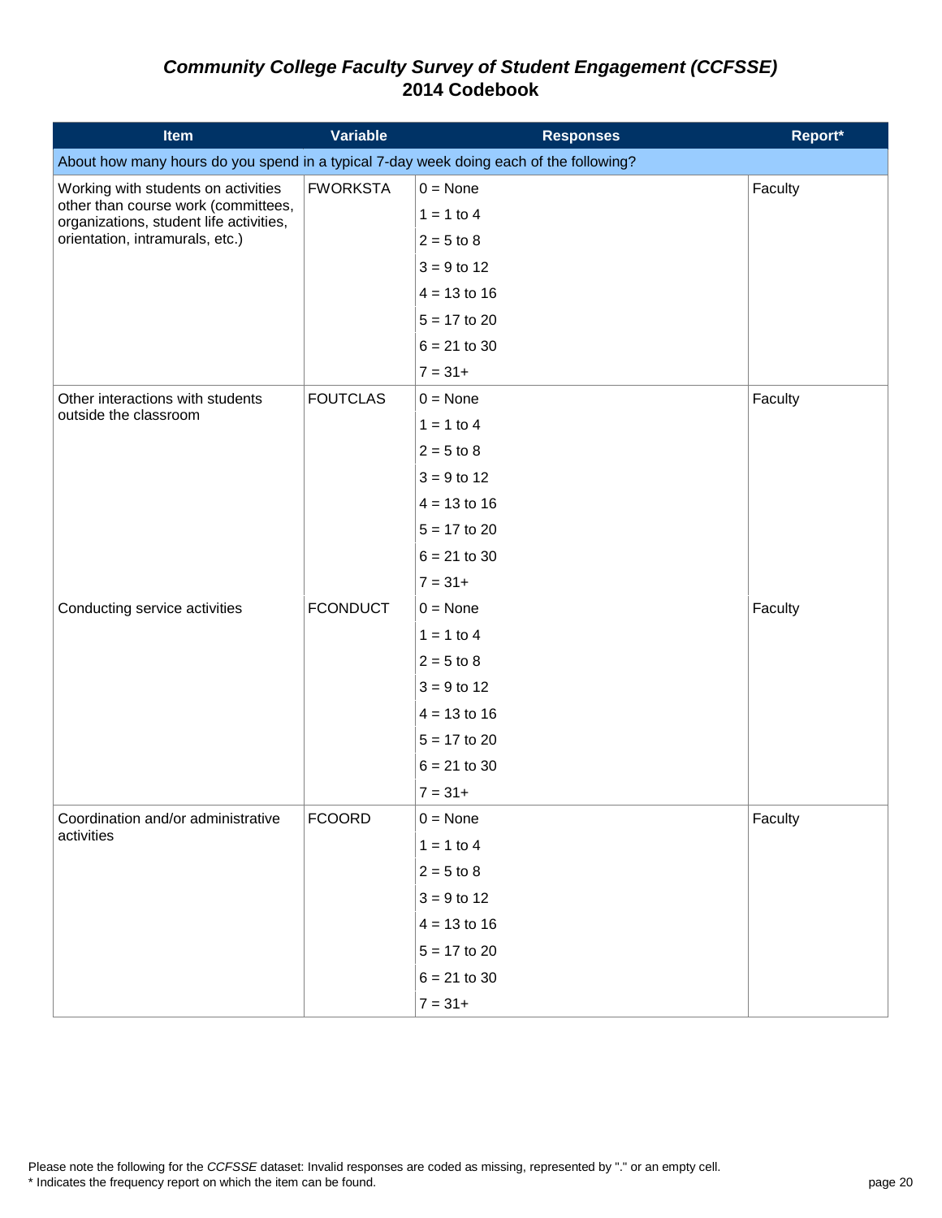# *Community College Faculty Survey of Student Engagement (CCFSSE)*
# 2014 Codebook

| Item | Variable | Responses | Report* |
|---|---|---|---|
| About how many hours do you spend in a typical 7-day week doing each of the following? | | | |
| Working with students on activities other than course work (committees, organizations, student life activities, orientation, intramurals, etc.) | FWORKSTA | 0 = None | Faculty |
| | | 1 = 1 to 4 | |
| | | 2 = 5 to 8 | |
| | | 3 = 9 to 12 | |
| | | 4 = 13 to 16 | |
| | | 5 = 17 to 20 | |
| | | 6 = 21 to 30 | |
| | | 7 = 31+ | |
| Other interactions with students outside the classroom | FOUTCLAS | 0 = None | Faculty |
| | | 1 = 1 to 4 | |
| | | 2 = 5 to 8 | |
| | | 3 = 9 to 12 | |
| | | 4 = 13 to 16 | |
| | | 5 = 17 to 20 | |
| | | 6 = 21 to 30 | |
| | | 7 = 31+ | |
| Conducting service activities | FCONDUCT | 0 = None | Faculty |
| | | 1 = 1 to 4 | |
| | | 2 = 5 to 8 | |
| | | 3 = 9 to 12 | |
| | | 4 = 13 to 16 | |
| | | 5 = 17 to 20 | |
| | | 6 = 21 to 30 | |
| | | 7 = 31+ | |
| Coordination and/or administrative activities | FCOORD | 0 = None | Faculty |
| | | 1 = 1 to 4 | |
| | | 2 = 5 to 8 | |
| | | 3 = 9 to 12 | |
| | | 4 = 13 to 16 | |
| | | 5 = 17 to 20 | |
| | | 6 = 21 to 30 | |
| | | 7 = 31+ | |

Please note the following for the *CCFSSE* dataset: Invalid responses are coded as missing, represented by "." or an empty cell.
* Indicates the frequency report on which the item can be found.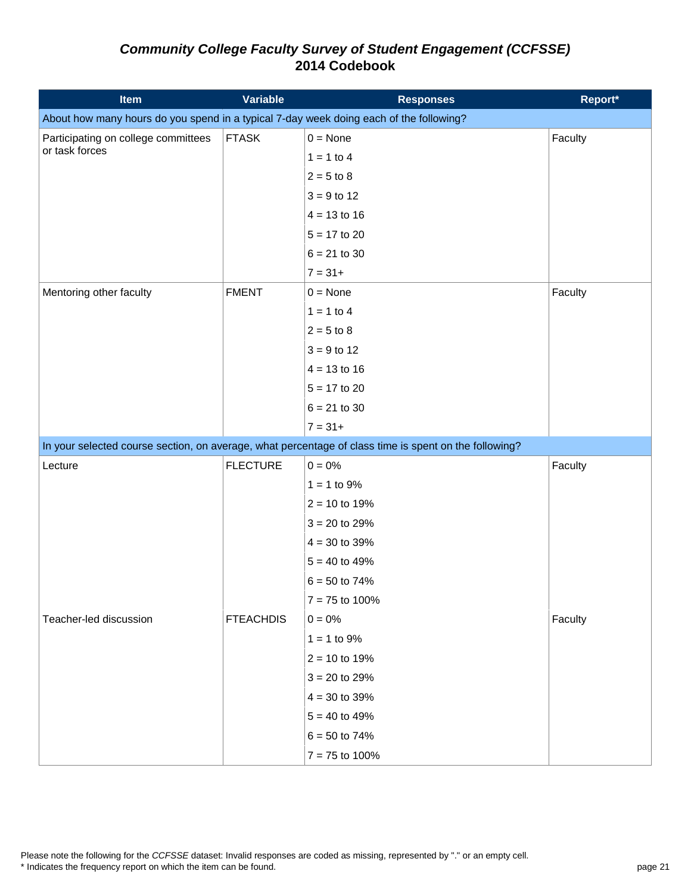# *Community College Faculty Survey of Student Engagement (CCFSSE)*
## 2014 Codebook

| Item | Variable | Responses | Report* |
|---|---|---|---|
| About how many hours do you spend in a typical 7-day week doing each of the following? | | | |
| Participating on college committees or task forces | FTASK | 0 = None | Faculty |
| | | 1 = 1 to 4 | |
| | | 2 = 5 to 8 | |
| | | 3 = 9 to 12 | |
| | | 4 = 13 to 16 | |
| | | 5 = 17 to 20 | |
| | | 6 = 21 to 30 | |
| | | 7 = 31+ | |
| Mentoring other faculty | FMENT | 0 = None | Faculty |
| | | 1 = 1 to 4 | |
| | | 2 = 5 to 8 | |
| | | 3 = 9 to 12 | |
| | | 4 = 13 to 16 | |
| | | 5 = 17 to 20 | |
| | | 6 = 21 to 30 | |
| | | 7 = 31+ | |
| In your selected course section, on average, what percentage of class time is spent on the following? | | | |
| Lecture | FLECTURE | 0 = 0% | Faculty |
| | | 1 = 1 to 9% | |
| | | 2 = 10 to 19% | |
| | | 3 = 20 to 29% | |
| | | 4 = 30 to 39% | |
| | | 5 = 40 to 49% | |
| | | 6 = 50 to 74% | |
| | | 7 = 75 to 100% | |
| Teacher-led discussion | FTEACHDIS | 0 = 0% | Faculty |
| | | 1 = 1 to 9% | |
| | | 2 = 10 to 19% | |
| | | 3 = 20 to 29% | |
| | | 4 = 30 to 39% | |
| | | 5 = 40 to 49% | |
| | | 6 = 50 to 74% | |
| | | 7 = 75 to 100% | |

Please note the following for the *CCFSSE* dataset: Invalid responses are coded as missing, represented by "." or an empty cell.
* Indicates the frequency report on which the item can be found.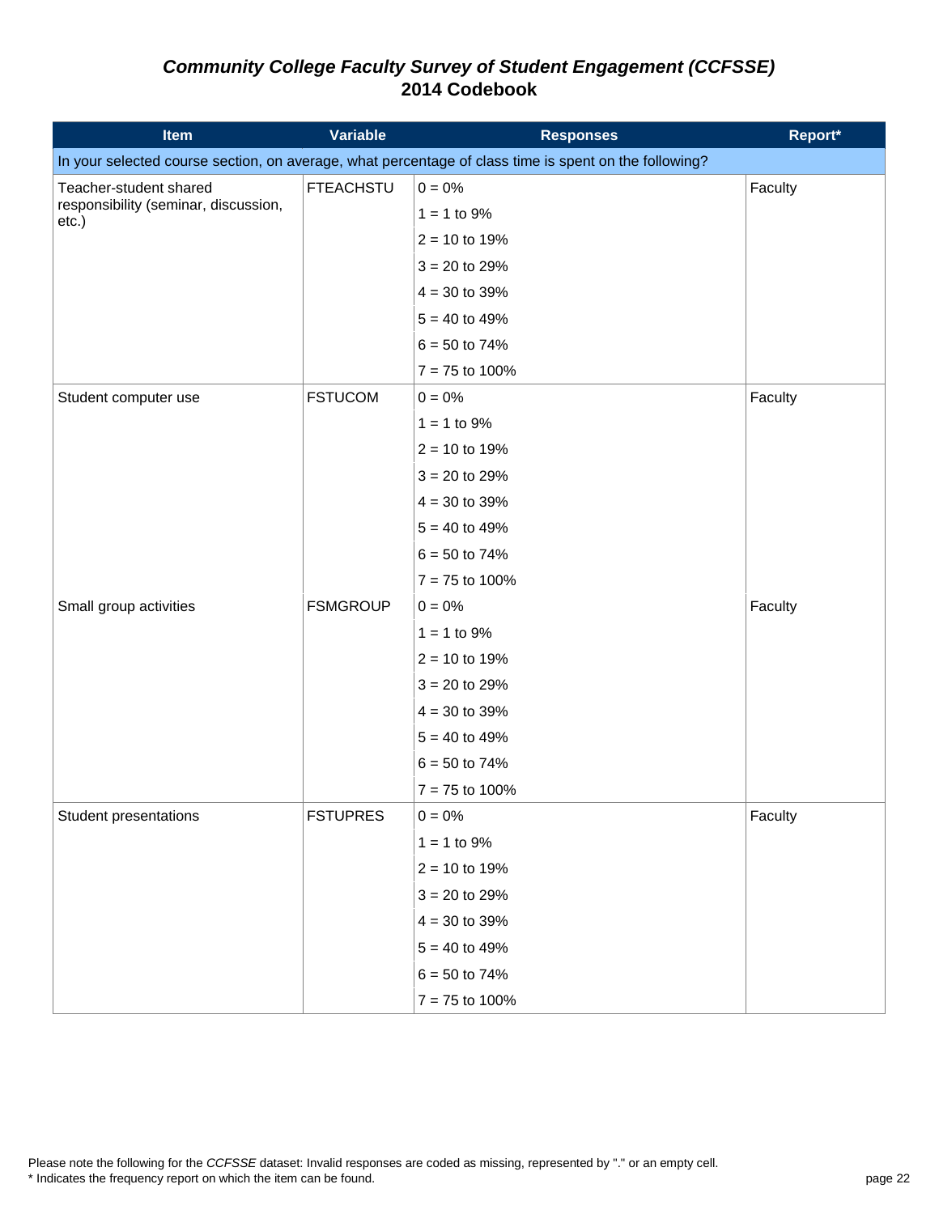# *Community College Faculty Survey of Student Engagement (CCFSSE)*
## 2014 Codebook

| Item | Variable | Responses | Report* |
|---|---|---|---|
| In your selected course section, on average, what percentage of class time is spent on the following? | | | |
| Teacher-student shared responsibility (seminar, discussion, etc.) | FTEACHSTU | 0 = 0% | Faculty |
| | | 1 = 1 to 9% | |
| | | 2 = 10 to 19% | |
| | | 3 = 20 to 29% | |
| | | 4 = 30 to 39% | |
| | | 5 = 40 to 49% | |
| | | 6 = 50 to 74% | |
| | | 7 = 75 to 100% | |
| Student computer use | FSTUCOM | 0 = 0% | Faculty |
| | | 1 = 1 to 9% | |
| | | 2 = 10 to 19% | |
| | | 3 = 20 to 29% | |
| | | 4 = 30 to 39% | |
| | | 5 = 40 to 49% | |
| | | 6 = 50 to 74% | |
| | | 7 = 75 to 100% | |
| Small group activities | FSMGROUP | 0 = 0% | Faculty |
| | | 1 = 1 to 9% | |
| | | 2 = 10 to 19% | |
| | | 3 = 20 to 29% | |
| | | 4 = 30 to 39% | |
| | | 5 = 40 to 49% | |
| | | 6 = 50 to 74% | |
| | | 7 = 75 to 100% | |
| Student presentations | FSTUPRES | 0 = 0% | Faculty |
| | | 1 = 1 to 9% | |
| | | 2 = 10 to 19% | |
| | | 3 = 20 to 29% | |
| | | 4 = 30 to 39% | |
| | | 5 = 40 to 49% | |
| | | 6 = 50 to 74% | |
| | | 7 = 75 to 100% | |

Please note the following for the *CCFSSE* dataset: Invalid responses are coded as missing, represented by "." or an empty cell.
* Indicates the frequency report on which the item can be found.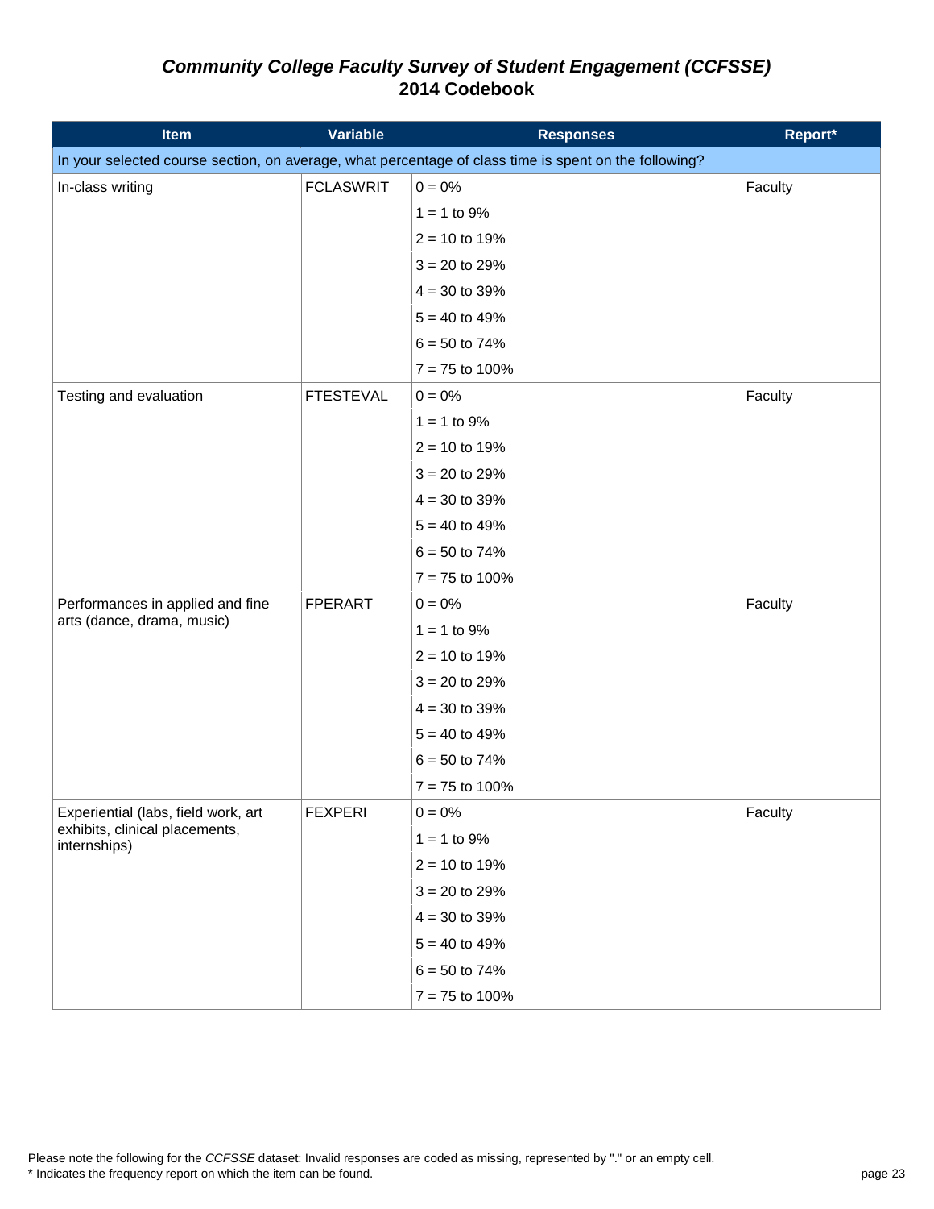# *Community College Faculty Survey of Student Engagement (CCFSSE)*
## 2014 Codebook

| Item | Variable | Responses | Report* |
|---|---|---|---|
| In your selected course section, on average, what percentage of class time is spent on the following? | | | |
| In-class writing | FCLASWRIT | 0 = 0% | Faculty |
| | | 1 = 1 to 9% | |
| | | 2 = 10 to 19% | |
| | | 3 = 20 to 29% | |
| | | 4 = 30 to 39% | |
| | | 5 = 40 to 49% | |
| | | 6 = 50 to 74% | |
| | | 7 = 75 to 100% | |
| Testing and evaluation | FTESTEVAL | 0 = 0% | Faculty |
| | | 1 = 1 to 9% | |
| | | 2 = 10 to 19% | |
| | | 3 = 20 to 29% | |
| | | 4 = 30 to 39% | |
| | | 5 = 40 to 49% | |
| | | 6 = 50 to 74% | |
| | | 7 = 75 to 100% | |
| Performances in applied and fine arts (dance, drama, music) | FPERART | 0 = 0% | Faculty |
| | | 1 = 1 to 9% | |
| | | 2 = 10 to 19% | |
| | | 3 = 20 to 29% | |
| | | 4 = 30 to 39% | |
| | | 5 = 40 to 49% | |
| | | 6 = 50 to 74% | |
| | | 7 = 75 to 100% | |
| Experiential (labs, field work, art exhibits, clinical placements, internships) | FEXPERI | 0 = 0% | Faculty |
| | | 1 = 1 to 9% | |
| | | 2 = 10 to 19% | |
| | | 3 = 20 to 29% | |
| | | 4 = 30 to 39% | |
| | | 5 = 40 to 49% | |
| | | 6 = 50 to 74% | |
| | | 7 = 75 to 100% | |

Please note the following for the *CCFSSE* dataset: Invalid responses are coded as missing, represented by "." or an empty cell.
* Indicates the frequency report on which the item can be found.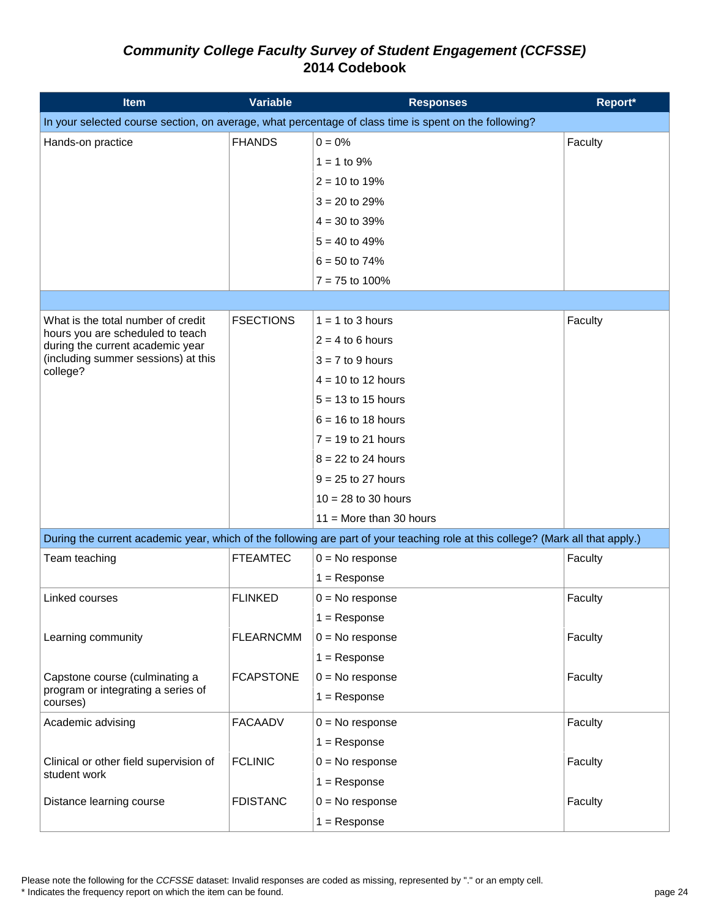# *Community College Faculty Survey of Student Engagement (CCFSSE)*
## 2014 Codebook

| Item | Variable | Responses | Report* |
|---|---|---|---|
| In your selected course section, on average, what percentage of class time is spent on the following? | | | |
| Hands-on practice | FHANDS | 0 = 0% | Faculty |
| | | 1 = 1 to 9% | |
| | | 2 = 10 to 19% | |
| | | 3 = 20 to 29% | |
| | | 4 = 30 to 39% | |
| | | 5 = 40 to 49% | |
| | | 6 = 50 to 74% | |
| | | 7 = 75 to 100% | |
| | | | |
| What is the total number of credit hours you are scheduled to teach during the current academic year (including summer sessions) at this college? | FSECTIONS | 1 = 1 to 3 hours | Faculty |
| | | 2 = 4 to 6 hours | |
| | | 3 = 7 to 9 hours | |
| | | 4 = 10 to 12 hours | |
| | | 5 = 13 to 15 hours | |
| | | 6 = 16 to 18 hours | |
| | | 7 = 19 to 21 hours | |
| | | 8 = 22 to 24 hours | |
| | | 9 = 25 to 27 hours | |
| | | 10 = 28 to 30 hours | |
| | | 11 = More than 30 hours | |
| During the current academic year, which of the following are part of your teaching role at this college? (Mark all that apply.) | | | |
| Team teaching | FTEAMTEC | 0 = No response | Faculty |
| | | 1 = Response | |
| Linked courses | FLINKED | 0 = No response | Faculty |
| | | 1 = Response | |
| Learning community | FLEARNCMM | 0 = No response | Faculty |
| | | 1 = Response | |
| Capstone course (culminating a program or integrating a series of courses) | FCAPSTONE | 0 = No response | Faculty |
| | | 1 = Response | |
| Academic advising | FACAADV | 0 = No response | Faculty |
| | | 1 = Response | |
| Clinical or other field supervision of student work | FCLINIC | 0 = No response | Faculty |
| | | 1 = Response | |
| Distance learning course | FDISTANC | 0 = No response | Faculty |
| | | 1 = Response | |

Please note the following for the *CCFSSE* dataset: Invalid responses are coded as missing, represented by "." or an empty cell.
* Indicates the frequency report on which the item can be found.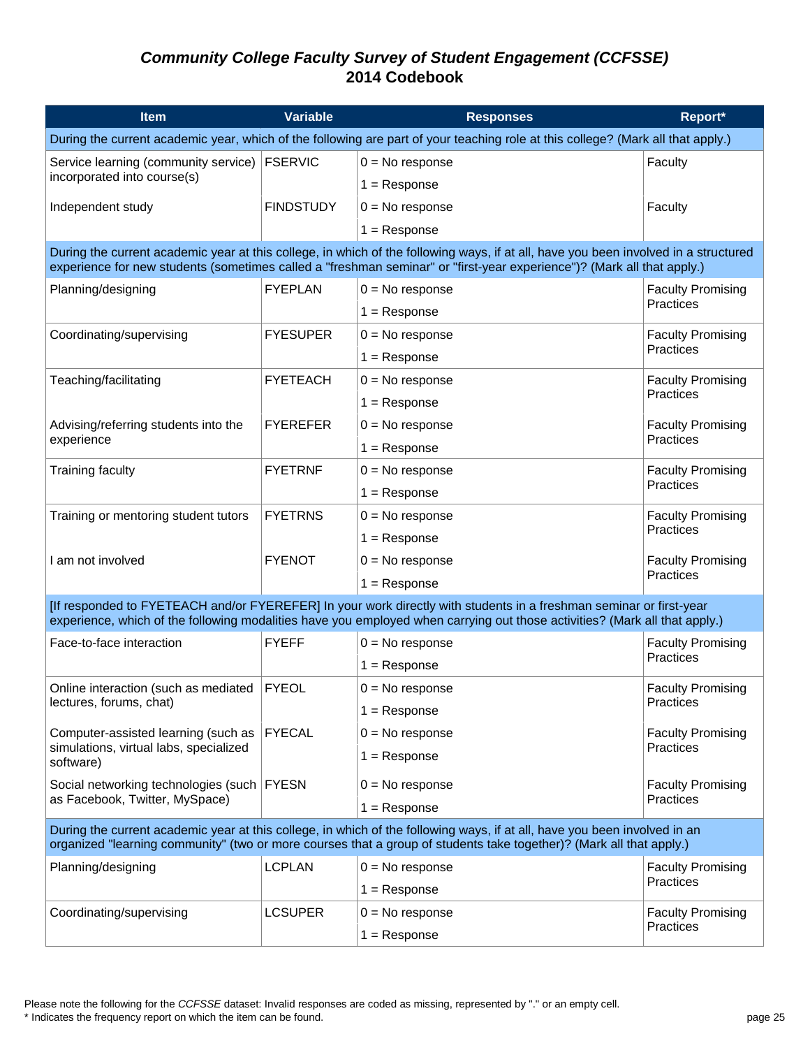# *Community College Faculty Survey of Student Engagement (CCFSSE)*
## 2014 Codebook

| Item | Variable | Responses | Report* |
|---|---|---|---|
| During the current academic year, which of the following are part of your teaching role at this college? (Mark all that apply.) | | | |
| Service learning (community service) incorporated into course(s) | FSERVIC | 0 = No response<br>1 = Response | Faculty |
| Independent study | FINDSTUDY | 0 = No response<br>1 = Response | Faculty |
| During the current academic year at this college, in which of the following ways, if at all, have you been involved in a structured experience for new students (sometimes called a "freshman seminar" or "first-year experience")? (Mark all that apply.) | | | |
| Planning/designing | FYEPLAN | 0 = No response<br>1 = Response | Faculty Promising Practices |
| Coordinating/supervising | FYESUPER | 0 = No response<br>1 = Response | Faculty Promising Practices |
| Teaching/facilitating | FYETEACH | 0 = No response<br>1 = Response | Faculty Promising Practices |
| Advising/referring students into the experience | FYEREFER | 0 = No response<br>1 = Response | Faculty Promising Practices |
| Training faculty | FYETRNF | 0 = No response<br>1 = Response | Faculty Promising Practices |
| Training or mentoring student tutors | FYETRNS | 0 = No response<br>1 = Response | Faculty Promising Practices |
| I am not involved | FYENOT | 0 = No response<br>1 = Response | Faculty Promising Practices |
| [If responded to FYETEACH and/or FYEREFER] In your work directly with students in a freshman seminar or first-year experience, which of the following modalities have you employed when carrying out those activities? (Mark all that apply.) | | | |
| Face-to-face interaction | FYEFF | 0 = No response<br>1 = Response | Faculty Promising Practices |
| Online interaction (such as mediated lectures, forums, chat) | FYEOL | 0 = No response<br>1 = Response | Faculty Promising Practices |
| Computer-assisted learning (such as simulations, virtual labs, specialized software) | FYECAL | 0 = No response<br>1 = Response | Faculty Promising Practices |
| Social networking technologies (such as Facebook, Twitter, MySpace) | FYESN | 0 = No response<br>1 = Response | Faculty Promising Practices |
| During the current academic year at this college, in which of the following ways, if at all, have you been involved in an organized "learning community" (two or more courses that a group of students take together)? (Mark all that apply.) | | | |
| Planning/designing | LCPLAN | 0 = No response<br>1 = Response | Faculty Promising Practices |
| Coordinating/supervising | LCSUPER | 0 = No response<br>1 = Response | Faculty Promising Practices |

Please note the following for the *CCFSSE* dataset: Invalid responses are coded as missing, represented by "." or an empty cell.

* Indicates the frequency report on which the item can be found.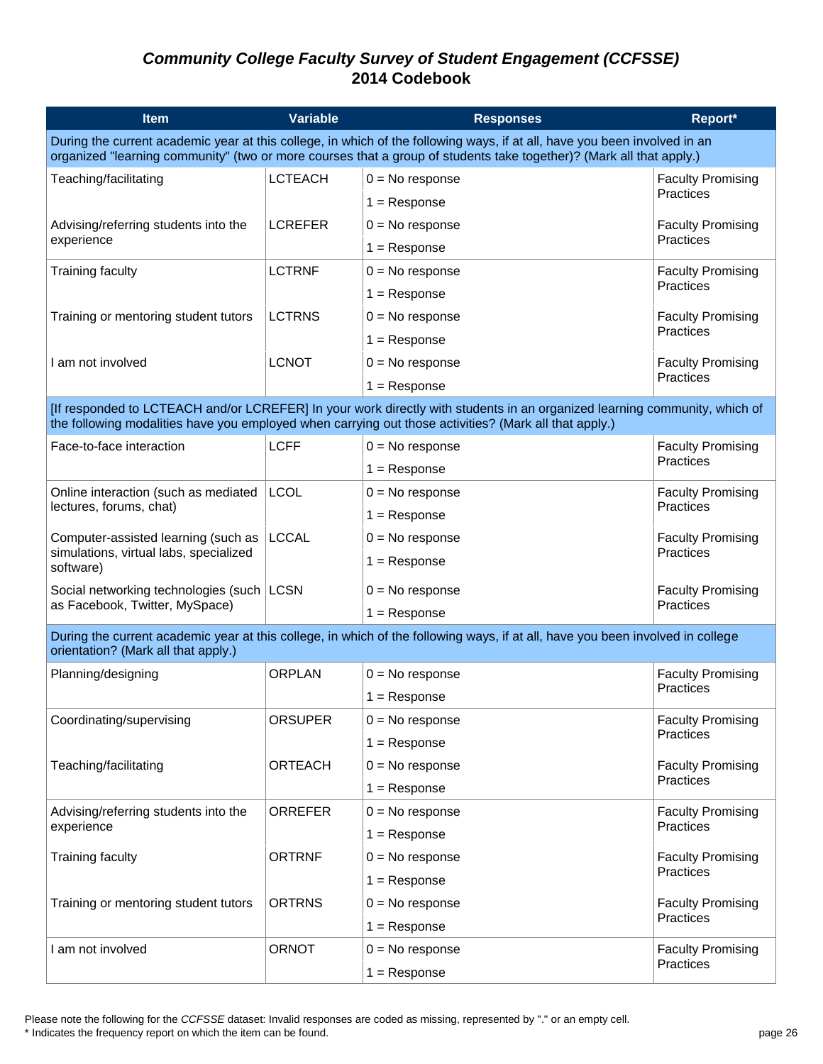# *Community College Faculty Survey of Student Engagement (CCFSSE)*
## 2014 Codebook

| Item | Variable | Responses | Report* |
|---|---|---|---|
| During the current academic year at this college, in which of the following ways, if at all, have you been involved in an organized "learning community" (two or more courses that a group of students take together)? (Mark all that apply.) | | | |
| Teaching/facilitating | LCTEACH | 0 = No response | Faculty Promising Practices |
| | | 1 = Response | |
| Advising/referring students into the experience | LCREFER | 0 = No response | Faculty Promising Practices |
| | | 1 = Response | |
| Training faculty | LCTRNF | 0 = No response | Faculty Promising Practices |
| | | 1 = Response | |
| Training or mentoring student tutors | LCTRNS | 0 = No response | Faculty Promising Practices |
| | | 1 = Response | |
| I am not involved | LCNOT | 0 = No response | Faculty Promising Practices |
| | | 1 = Response | |
| [If responded to LCTEACH and/or LCREFER] In your work directly with students in an organized learning community, which of the following modalities have you employed when carrying out those activities? (Mark all that apply.) | | | |
| Face-to-face interaction | LCFF | 0 = No response | Faculty Promising Practices |
| | | 1 = Response | |
| Online interaction (such as mediated lectures, forums, chat) | LCOL | 0 = No response | Faculty Promising Practices |
| | | 1 = Response | |
| Computer-assisted learning (such as simulations, virtual labs, specialized software) | LCCAL | 0 = No response | Faculty Promising Practices |
| | | 1 = Response | |
| Social networking technologies (such as Facebook, Twitter, MySpace) | LCSN | 0 = No response | Faculty Promising Practices |
| | | 1 = Response | |
| During the current academic year at this college, in which of the following ways, if at all, have you been involved in college orientation? (Mark all that apply.) | | | |
| Planning/designing | ORPLAN | 0 = No response | Faculty Promising Practices |
| | | 1 = Response | |
| Coordinating/supervising | ORSUPER | 0 = No response | Faculty Promising Practices |
| | | 1 = Response | |
| Teaching/facilitating | ORTEACH | 0 = No response | Faculty Promising Practices |
| | | 1 = Response | |
| Advising/referring students into the experience | ORREFER | 0 = No response | Faculty Promising Practices |
| | | 1 = Response | |
| Training faculty | ORTRNF | 0 = No response | Faculty Promising Practices |
| | | 1 = Response | |
| Training or mentoring student tutors | ORTRNS | 0 = No response | Faculty Promising Practices |
| | | 1 = Response | |
| I am not involved | ORNOT | 0 = No response | Faculty Promising Practices |
| | | 1 = Response | |

Please note the following for the *CCFSSE* dataset: Invalid responses are coded as missing, represented by "." or an empty cell.
* Indicates the frequency report on which the item can be found.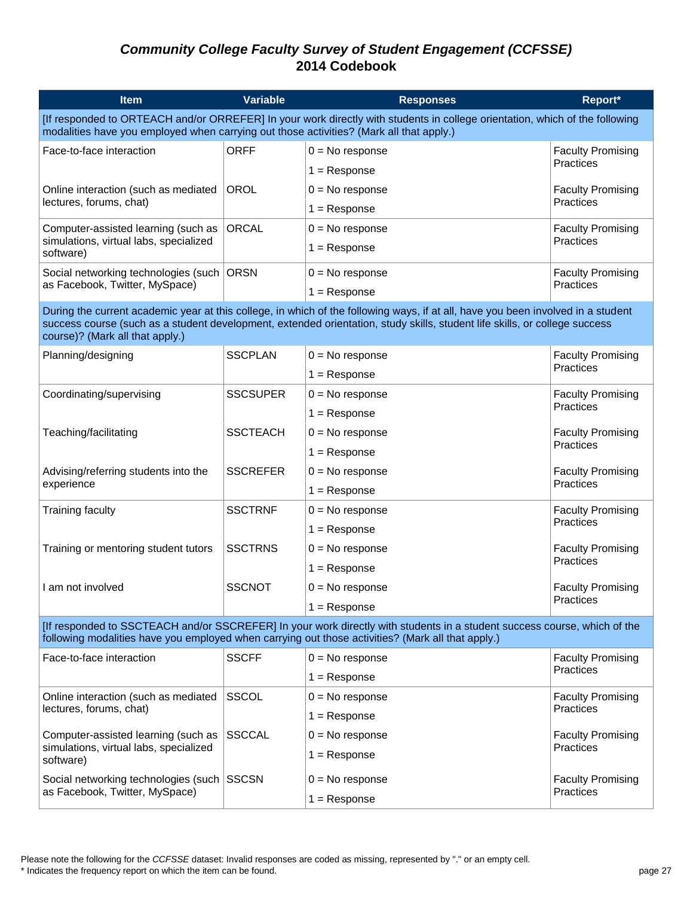# *Community College Faculty Survey of Student Engagement (CCFSSE)*
# 2014 Codebook

| Item | Variable | Responses | Report* |
|---|---|---|---|
| [If responded to ORTEACH and/or ORREFER] In your work directly with students in college orientation, which of the following modalities have you employed when carrying out those activities? (Mark all that apply.) | | | |
| Face-to-face interaction | ORFF | 0 = No response<br>1 = Response | Faculty Promising Practices |
| Online interaction (such as mediated lectures, forums, chat) | OROL | 0 = No response<br>1 = Response | Faculty Promising Practices |
| Computer-assisted learning (such as simulations, virtual labs, specialized software) | ORCAL | 0 = No response<br>1 = Response | Faculty Promising Practices |
| Social networking technologies (such as Facebook, Twitter, MySpace) | ORSN | 0 = No response<br>1 = Response | Faculty Promising Practices |
| During the current academic year at this college, in which of the following ways, if at all, have you been involved in a student success course (such as a student development, extended orientation, study skills, student life skills, or college success course)? (Mark all that apply.) | | | |
| Planning/designing | SSCPLAN | 0 = No response<br>1 = Response | Faculty Promising Practices |
| Coordinating/supervising | SSCSUPER | 0 = No response<br>1 = Response | Faculty Promising Practices |
| Teaching/facilitating | SSCTEACH | 0 = No response<br>1 = Response | Faculty Promising Practices |
| Advising/referring students into the experience | SSCREFER | 0 = No response<br>1 = Response | Faculty Promising Practices |
| Training faculty | SSCTRNF | 0 = No response<br>1 = Response | Faculty Promising Practices |
| Training or mentoring student tutors | SSCTRNS | 0 = No response<br>1 = Response | Faculty Promising Practices |
| I am not involved | SSCNOT | 0 = No response<br>1 = Response | Faculty Promising Practices |
| [If responded to SSCTEACH and/or SSCREFER] In your work directly with students in a student success course, which of the following modalities have you employed when carrying out those activities? (Mark all that apply.) | | | |
| Face-to-face interaction | SSCFF | 0 = No response<br>1 = Response | Faculty Promising Practices |
| Online interaction (such as mediated lectures, forums, chat) | SSCOL | 0 = No response<br>1 = Response | Faculty Promising Practices |
| Computer-assisted learning (such as simulations, virtual labs, specialized software) | SSCCAL | 0 = No response<br>1 = Response | Faculty Promising Practices |
| Social networking technologies (such as Facebook, Twitter, MySpace) | SSCSN | 0 = No response<br>1 = Response | Faculty Promising Practices |

Please note the following for the *CCFSSE* dataset: Invalid responses are coded as missing, represented by "." or an empty cell.
* Indicates the frequency report on which the item can be found.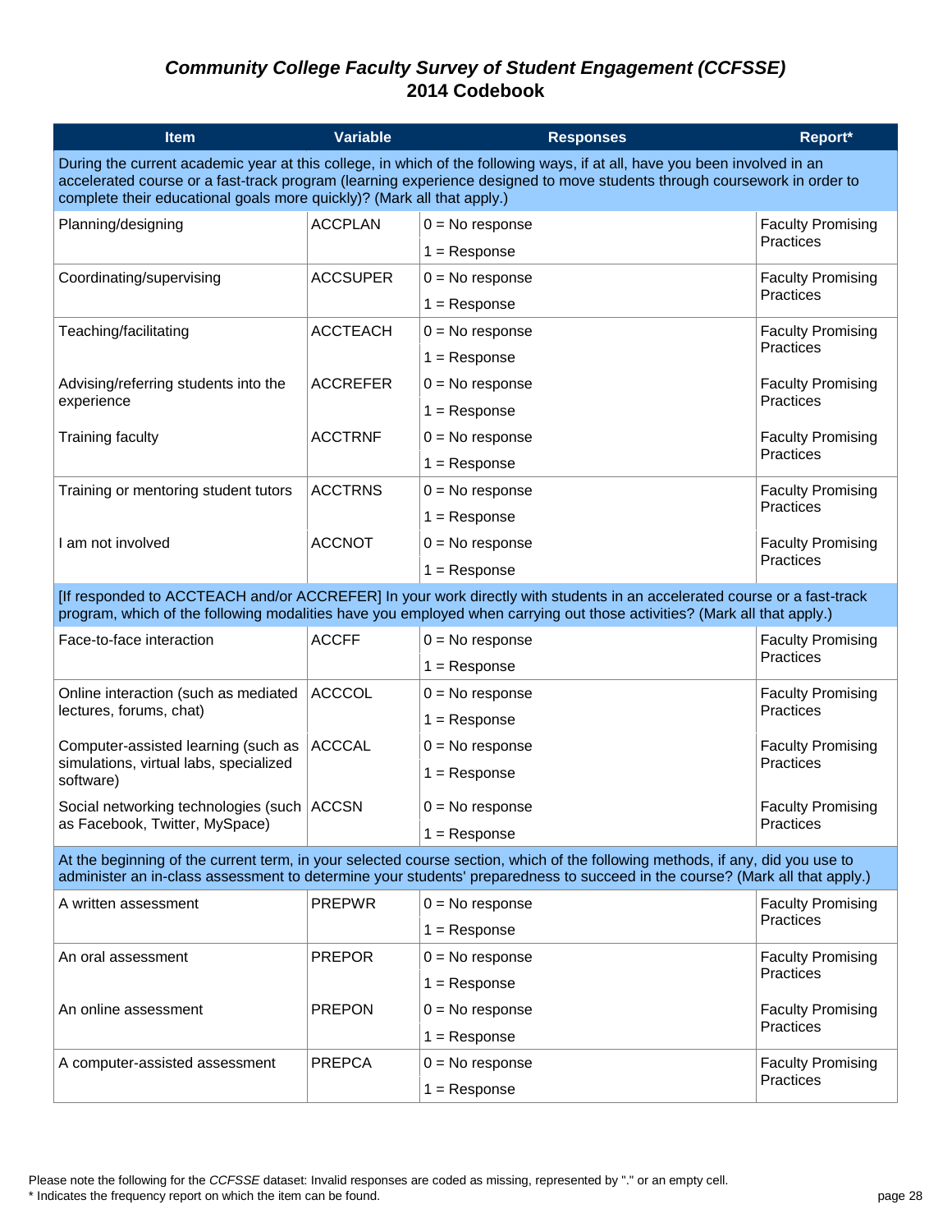# *Community College Faculty Survey of Student Engagement (CCFSSE)*
# 2014 Codebook

| Item | Variable | Responses | Report* |
|---|---|---|---|
| During the current academic year at this college, in which of the following ways, if at all, have you been involved in an accelerated course or a fast-track program (learning experience designed to move students through coursework in order to complete their educational goals more quickly)? (Mark all that apply.) | | | |
| Planning/designing | ACCPLAN | 0 = No response<br>1 = Response | Faculty Promising Practices |
| Coordinating/supervising | ACCSUPER | 0 = No response<br>1 = Response | Faculty Promising Practices |
| Teaching/facilitating | ACCTEACH | 0 = No response<br>1 = Response | Faculty Promising Practices |
| Advising/referring students into the experience | ACCREFER | 0 = No response<br>1 = Response | Faculty Promising Practices |
| Training faculty | ACCTRNF | 0 = No response<br>1 = Response | Faculty Promising Practices |
| Training or mentoring student tutors | ACCTRNS | 0 = No response<br>1 = Response | Faculty Promising Practices |
| I am not involved | ACCNOT | 0 = No response<br>1 = Response | Faculty Promising Practices |
| [If responded to ACCTEACH and/or ACCREFER] In your work directly with students in an accelerated course or a fast-track program, which of the following modalities have you employed when carrying out those activities? (Mark all that apply.) | | | |
| Face-to-face interaction | ACCFF | 0 = No response<br>1 = Response | Faculty Promising Practices |
| Online interaction (such as mediated lectures, forums, chat) | ACCCOL | 0 = No response<br>1 = Response | Faculty Promising Practices |
| Computer-assisted learning (such as simulations, virtual labs, specialized software) | ACCCAL | 0 = No response<br>1 = Response | Faculty Promising Practices |
| Social networking technologies (such as Facebook, Twitter, MySpace) | ACCSN | 0 = No response<br>1 = Response | Faculty Promising Practices |
| At the beginning of the current term, in your selected course section, which of the following methods, if any, did you use to administer an in-class assessment to determine your students' preparedness to succeed in the course? (Mark all that apply.) | | | |
| A written assessment | PREPWR | 0 = No response<br>1 = Response | Faculty Promising Practices |
| An oral assessment | PREPOR | 0 = No response<br>1 = Response | Faculty Promising Practices |
| An online assessment | PREPON | 0 = No response<br>1 = Response | Faculty Promising Practices |
| A computer-assisted assessment | PREPCA | 0 = No response<br>1 = Response | Faculty Promising Practices |

Please note the following for the *CCFSSE* dataset: Invalid responses are coded as missing, represented by "." or an empty cell.
* Indicates the frequency report on which the item can be found.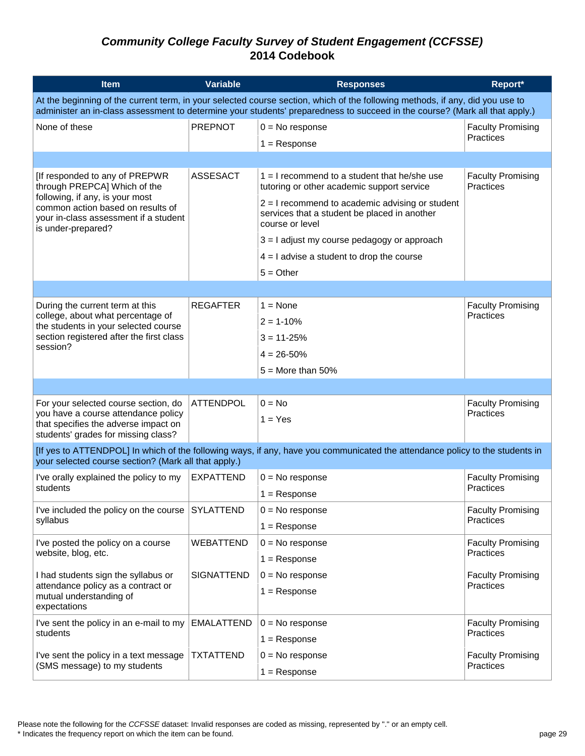# *Community College Faculty Survey of Student Engagement (CCFSSE)*
# 2014 Codebook

| Item | Variable | Responses | Report* |
|---|---|---|---|
| At the beginning of the current term, in your selected course section, which of the following methods, if any, did you use to administer an in-class assessment to determine your students' preparedness to succeed in the course? (Mark all that apply.) | | | |
| None of these | PREPNOT | 0 = No response<br>1 = Response | Faculty Promising Practices |
| | | | |
| [If responded to any of PREPWR through PREPCA] Which of the following, if any, is your most common action based on results of your in-class assessment if a student is under-prepared? | ASSESACT | 1 = I recommend to a student that he/she use tutoring or other academic support service<br>2 = I recommend to academic advising or student services that a student be placed in another course or level<br>3 = I adjust my course pedagogy or approach<br>4 = I advise a student to drop the course<br>5 = Other | Faculty Promising Practices |
| | | | |
| During the current term at this college, about what percentage of the students in your selected course section registered after the first class session? | REGAFTER | 1 = None<br>2 = 1-10%<br>3 = 11-25%<br>4 = 26-50%<br>5 = More than 50% | Faculty Promising Practices |
| | | | |
| For your selected course section, do you have a course attendance policy that specifies the adverse impact on students' grades for missing class? | ATTENDPOL | 0 = No<br>1 = Yes | Faculty Promising Practices |
| [If yes to ATTENDPOL] In which of the following ways, if any, have you communicated the attendance policy to the students in your selected course section? (Mark all that apply.) | | | |
| I've orally explained the policy to my students | EXPATTEND | 0 = No response<br>1 = Response | Faculty Promising Practices |
| I've included the policy on the course syllabus | SYLATTEND | 0 = No response<br>1 = Response | Faculty Promising Practices |
| I've posted the policy on a course website, blog, etc. | WEBATTEND | 0 = No response<br>1 = Response | Faculty Promising Practices |
| I had students sign the syllabus or attendance policy as a contract or mutual understanding of expectations | SIGNATTEND | 0 = No response<br>1 = Response | Faculty Promising Practices |
| I've sent the policy in an e-mail to my students | EMALATTEND | 0 = No response<br>1 = Response | Faculty Promising Practices |
| I've sent the policy in a text message (SMS message) to my students | TXTATTEND | 0 = No response<br>1 = Response | Faculty Promising Practices |

Please note the following for the *CCFSSE* dataset: Invalid responses are coded as missing, represented by "." or an empty cell.
* Indicates the frequency report on which the item can be found.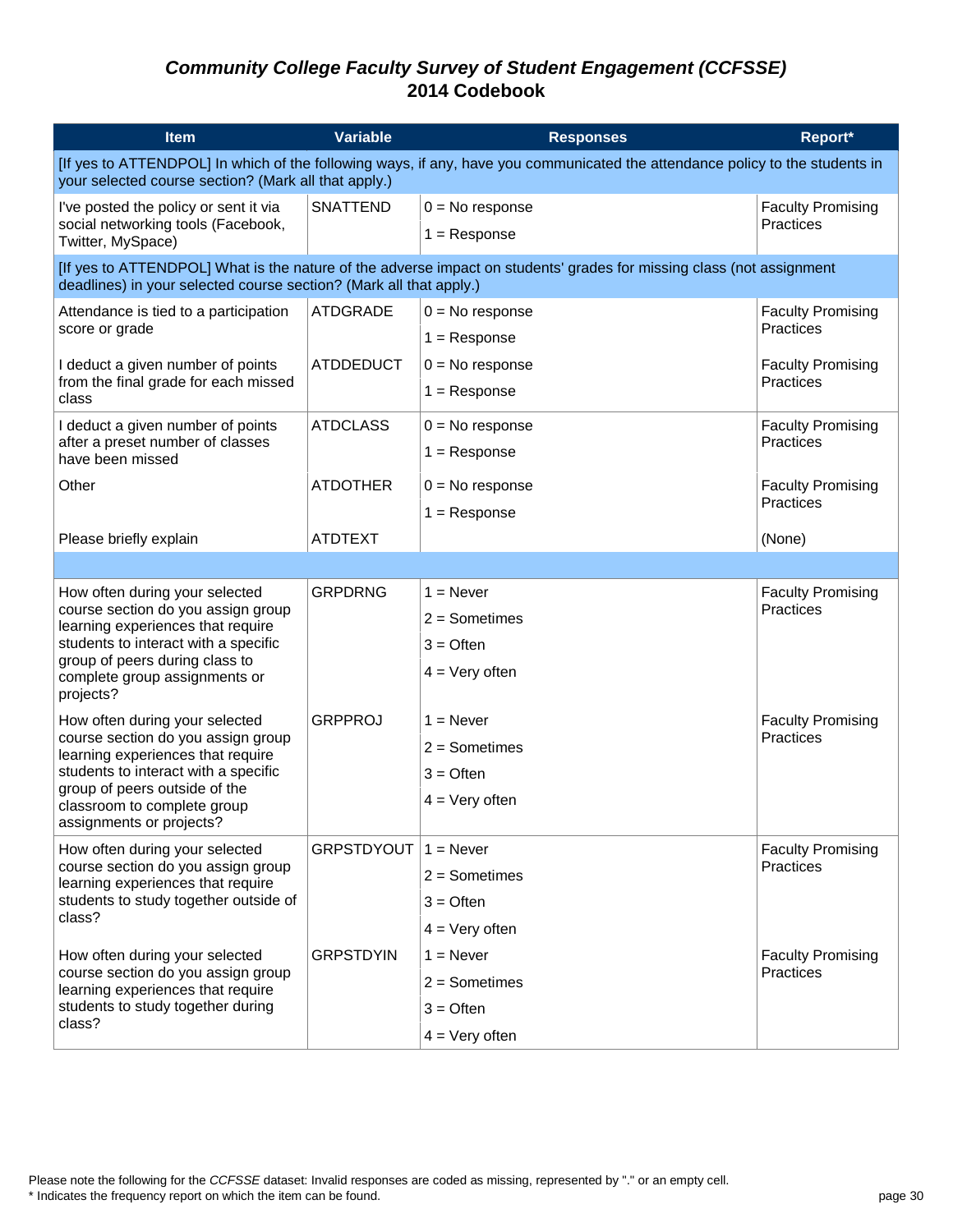# *Community College Faculty Survey of Student Engagement (CCFSSE)*
# 2014 Codebook

| Item | Variable | Responses | Report* |
|---|---|---|---|
| [If yes to ATTENDPOL] In which of the following ways, if any, have you communicated the attendance policy to the students in your selected course section? (Mark all that apply.) | | | |
| I've posted the policy or sent it via social networking tools (Facebook, Twitter, MySpace) | SNATTEND | 0 = No response<br>1 = Response | Faculty Promising Practices |
| [If yes to ATTENDPOL] What is the nature of the adverse impact on students' grades for missing class (not assignment deadlines) in your selected course section? (Mark all that apply.) | | | |
| Attendance is tied to a participation score or grade | ATDGRADE | 0 = No response<br>1 = Response | Faculty Promising Practices |
| I deduct a given number of points from the final grade for each missed class | ATDDEDUCT | 0 = No response<br>1 = Response | Faculty Promising Practices |
| I deduct a given number of points after a preset number of classes have been missed | ATDCLASS | 0 = No response<br>1 = Response | Faculty Promising Practices |
| Other | ATDOTHER | 0 = No response<br>1 = Response | Faculty Promising Practices |
| Please briefly explain | ATDTEXT | | (None) |
| | | | |
| How often during your selected course section do you assign group learning experiences that require students to interact with a specific group of peers during class to complete group assignments or projects? | GRPDRNG | 1 = Never<br>2 = Sometimes<br>3 = Often<br>4 = Very often | Faculty Promising Practices |
| How often during your selected course section do you assign group learning experiences that require students to interact with a specific group of peers outside of the classroom to complete group assignments or projects? | GRPPROJ | 1 = Never<br>2 = Sometimes<br>3 = Often<br>4 = Very often | Faculty Promising Practices |
| How often during your selected course section do you assign group learning experiences that require students to study together outside of class? | GRPSTDYOUT | 1 = Never<br>2 = Sometimes<br>3 = Often<br>4 = Very often | Faculty Promising Practices |
| How often during your selected course section do you assign group learning experiences that require students to study together during class? | GRPSTDYIN | 1 = Never<br>2 = Sometimes<br>3 = Often<br>4 = Very often | Faculty Promising Practices |

Please note the following for the *CCFSSE* dataset: Invalid responses are coded as missing, represented by "." or an empty cell.
* Indicates the frequency report on which the item can be found.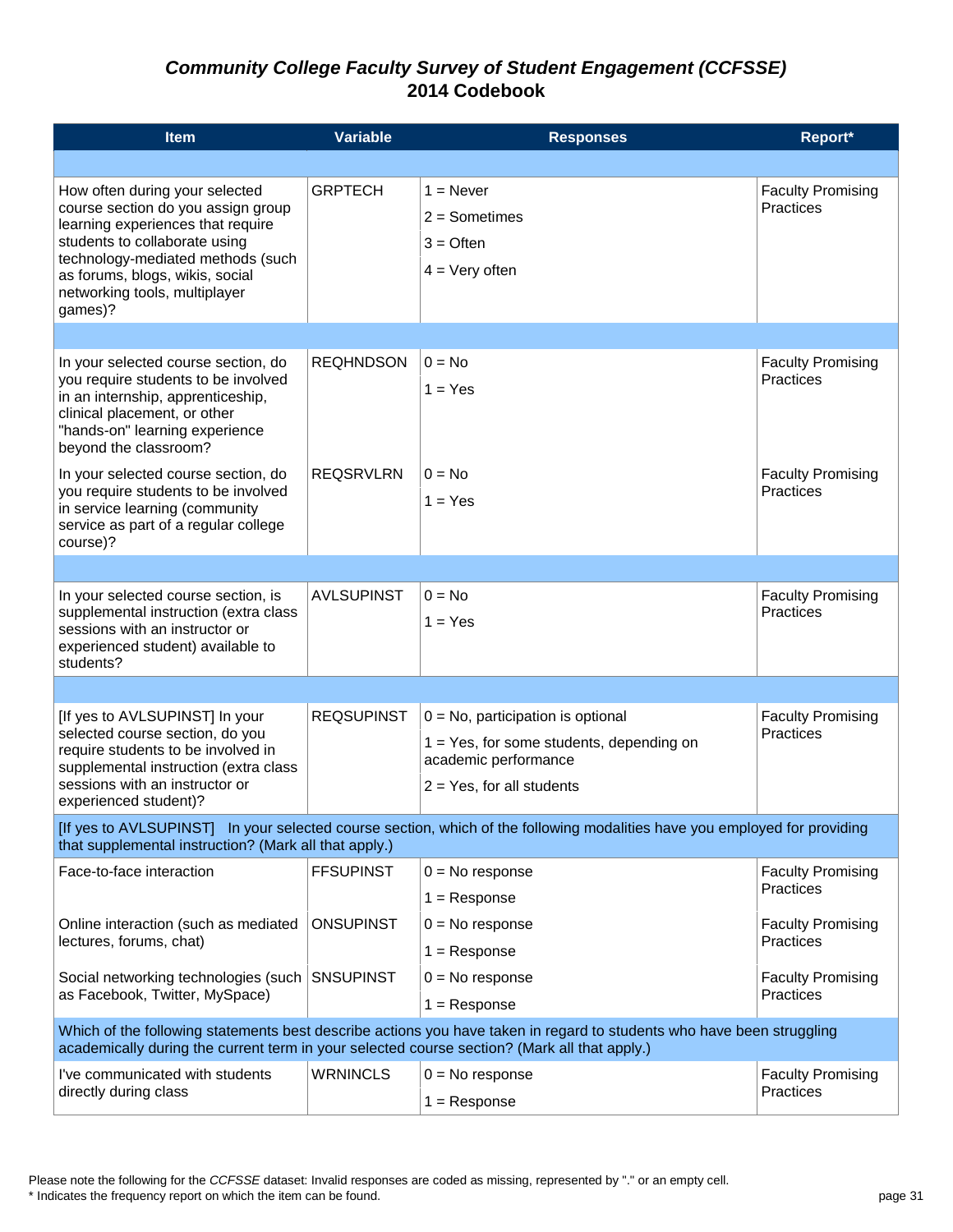# *Community College Faculty Survey of Student Engagement (CCFSSE)* 2014 Codebook

| Item | Variable | Responses | Report* |
|---|---|---|---|
| | | | |
| How often during your selected course section do you assign group learning experiences that require students to collaborate using technology-mediated methods (such as forums, blogs, wikis, social networking tools, multiplayer games)? | GRPTECH | 1 = Never<br>2 = Sometimes<br>3 = Often<br>4 = Very often | Faculty Promising Practices |
| | | | |
| In your selected course section, do you require students to be involved in an internship, apprenticeship, clinical placement, or other "hands-on" learning experience beyond the classroom? | REQHNDSON | 0 = No<br>1 = Yes | Faculty Promising Practices |
| In your selected course section, do you require students to be involved in service learning (community service as part of a regular college course)? | REQSRVLRN | 0 = No<br>1 = Yes | Faculty Promising Practices |
| | | | |
| In your selected course section, is supplemental instruction (extra class sessions with an instructor or experienced student) available to students? | AVLSUPINST | 0 = No<br>1 = Yes | Faculty Promising Practices |
| | | | |
| [If yes to AVLSUPINST] In your selected course section, do you require students to be involved in supplemental instruction (extra class sessions with an instructor or experienced student)? | REQSUPINST | 0 = No, participation is optional<br>1 = Yes, for some students, depending on academic performance<br>2 = Yes, for all students | Faculty Promising Practices |
| [If yes to AVLSUPINST] In your selected course section, which of the following modalities have you employed for providing that supplemental instruction? (Mark all that apply.) | | | |
| Face-to-face interaction | FFSUPINST | 0 = No response<br>1 = Response | Faculty Promising Practices |
| Online interaction (such as mediated lectures, forums, chat) | ONSUPINST | 0 = No response<br>1 = Response | Faculty Promising Practices |
| Social networking technologies (such as Facebook, Twitter, MySpace) | SNSUPINST | 0 = No response<br>1 = Response | Faculty Promising Practices |
| Which of the following statements best describe actions you have taken in regard to students who have been struggling academically during the current term in your selected course section? (Mark all that apply.) | | | |
| I've communicated with students directly during class | WRNINCLS | 0 = No response<br>1 = Response | Faculty Promising Practices |

Please note the following for the *CCFSSE* dataset: Invalid responses are coded as missing, represented by "." or an empty cell.
* Indicates the frequency report on which the item can be found.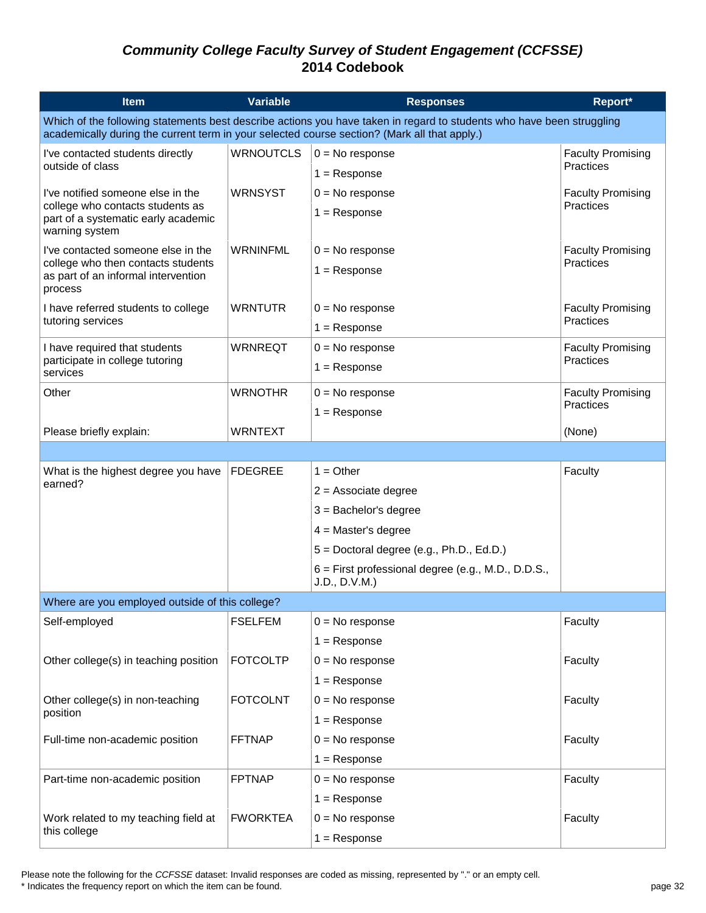# *Community College Faculty Survey of Student Engagement (CCFSSE)*
# 2014 Codebook

| Item | Variable | Responses | Report* |
|---|---|---|---|
| **Which of the following statements best describe actions you have taken in regard to students who have been struggling academically during the current term in your selected course section? (Mark all that apply.)** | | | |
| I've contacted students directly outside of class | WRNOUTCLS | 0 = No response | Faculty Promising Practices |
| | | 1 = Response | |
| I've notified someone else in the college who contacts students as part of a systematic early academic warning system | WRNSYST | 0 = No response | Faculty Promising Practices |
| | | 1 = Response | |
| I've contacted someone else in the college who then contacts students as part of an informal intervention process | WRNINFML | 0 = No response | Faculty Promising Practices |
| | | 1 = Response | |
| I have referred students to college tutoring services | WRNTUTR | 0 = No response | Faculty Promising Practices |
| | | 1 = Response | |
| I have required that students participate in college tutoring services | WRNREQT | 0 = No response | Faculty Promising Practices |
| | | 1 = Response | |
| Other | WRNOTHR | 0 = No response | Faculty Promising Practices |
| | | 1 = Response | |
| Please briefly explain: | WRNTEXT | | (None) |
| | | | |
| What is the highest degree you have earned? | FDEGREE | 1 = Other | Faculty |
| | | 2 = Associate degree | |
| | | 3 = Bachelor's degree | |
| | | 4 = Master's degree | |
| | | 5 = Doctoral degree (e.g., Ph.D., Ed.D.) | |
| | | 6 = First professional degree (e.g., M.D., D.D.S., J.D., D.V.M.) | |
| **Where are you employed outside of this college?** | | | |
| Self-employed | FSELFEM | 0 = No response | Faculty |
| | | 1 = Response | |
| Other college(s) in teaching position | FOTCOLTP | 0 = No response | Faculty |
| | | 1 = Response | |
| Other college(s) in non-teaching position | FOTCOLNT | 0 = No response | Faculty |
| | | 1 = Response | |
| Full-time non-academic position | FFTNAP | 0 = No response | Faculty |
| | | 1 = Response | |
| Part-time non-academic position | FPTNAP | 0 = No response | Faculty |
| | | 1 = Response | |
| Work related to my teaching field at this college | FWORKTEA | 0 = No response | Faculty |
| | | 1 = Response | |

Please note the following for the *CCFSSE* dataset: Invalid responses are coded as missing, represented by "." or an empty cell.
* Indicates the frequency report on which the item can be found.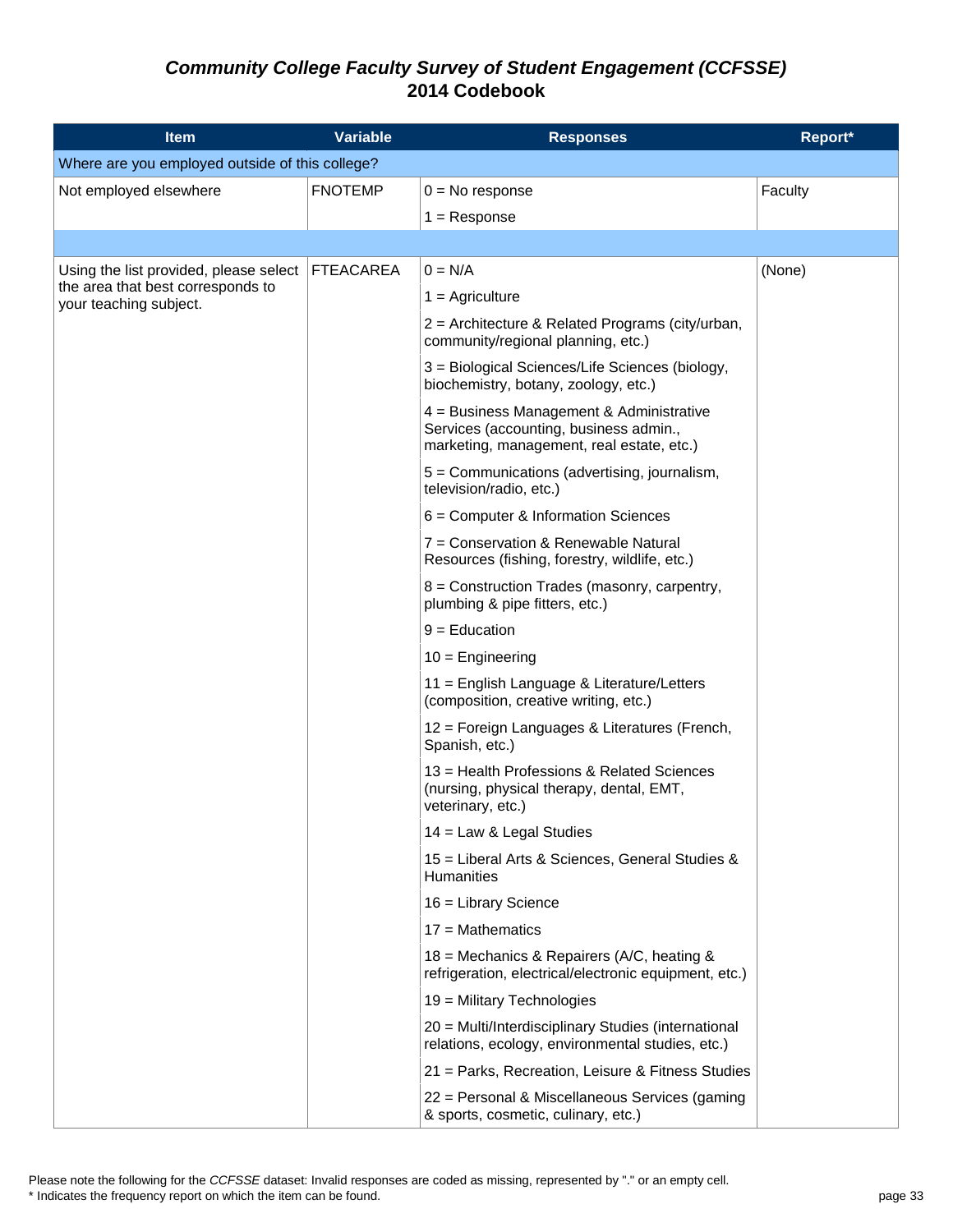# *Community College Faculty Survey of Student Engagement (CCFSSE)*
# 2014 Codebook

| Item | Variable | Responses | Report* |
|---|---|---|---|
| Where are you employed outside of this college? | | | |
| Not employed elsewhere | FNOTEMP | 0 = No response | Faculty |
| | | 1 = Response | |
| | | | |
| Using the list provided, please select the area that best corresponds to your teaching subject. | FTEACAREA | 0 = N/A | (None) |
| | | 1 = Agriculture | |
| | | 2 = Architecture & Related Programs (city/urban, community/regional planning, etc.) | |
| | | 3 = Biological Sciences/Life Sciences (biology, biochemistry, botany, zoology, etc.) | |
| | | 4 = Business Management & Administrative Services (accounting, business admin., marketing, management, real estate, etc.) | |
| | | 5 = Communications (advertising, journalism, television/radio, etc.) | |
| | | 6 = Computer & Information Sciences | |
| | | 7 = Conservation & Renewable Natural Resources (fishing, forestry, wildlife, etc.) | |
| | | 8 = Construction Trades (masonry, carpentry, plumbing & pipe fitters, etc.) | |
| | | 9 = Education | |
| | | 10 = Engineering | |
| | | 11 = English Language & Literature/Letters (composition, creative writing, etc.) | |
| | | 12 = Foreign Languages & Literatures (French, Spanish, etc.) | |
| | | 13 = Health Professions & Related Sciences (nursing, physical therapy, dental, EMT, veterinary, etc.) | |
| | | 14 = Law & Legal Studies | |
| | | 15 = Liberal Arts & Sciences, General Studies & Humanities | |
| | | 16 = Library Science | |
| | | 17 = Mathematics | |
| | | 18 = Mechanics & Repairers (A/C, heating & refrigeration, electrical/electronic equipment, etc.) | |
| | | 19 = Military Technologies | |
| | | 20 = Multi/Interdisciplinary Studies (international relations, ecology, environmental studies, etc.) | |
| | | 21 = Parks, Recreation, Leisure & Fitness Studies | |
| | | 22 = Personal & Miscellaneous Services (gaming & sports, cosmetic, culinary, etc.) | |

Please note the following for the *CCFSSE* dataset: Invalid responses are coded as missing, represented by "." or an empty cell.
* Indicates the frequency report on which the item can be found.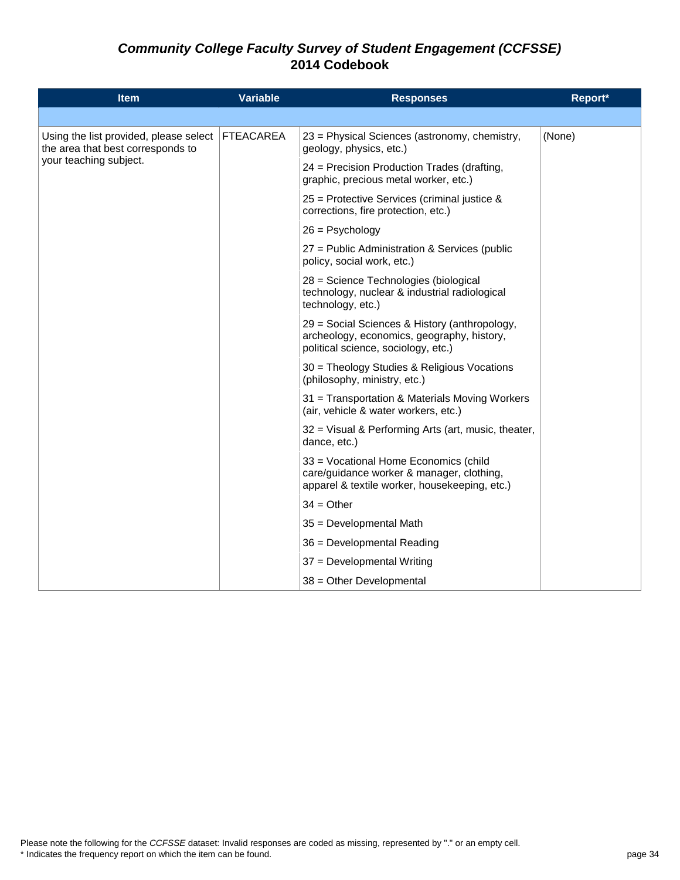# *Community College Faculty Survey of Student Engagement (CCFSSE)*
# 2014 Codebook

| Item | Variable | Responses | Report* |
|---|---|---|---|
| | | | |
| Using the list provided, please select the area that best corresponds to your teaching subject. | FTEACAREA | 23 = Physical Sciences (astronomy, chemistry, geology, physics, etc.) | (None) |
| | | 24 = Precision Production Trades (drafting, graphic, precious metal worker, etc.) | |
| | | 25 = Protective Services (criminal justice & corrections, fire protection, etc.) | |
| | | 26 = Psychology | |
| | | 27 = Public Administration & Services (public policy, social work, etc.) | |
| | | 28 = Science Technologies (biological technology, nuclear & industrial radiological technology, etc.) | |
| | | 29 = Social Sciences & History (anthropology, archeology, economics, geography, history, political science, sociology, etc.) | |
| | | 30 = Theology Studies & Religious Vocations (philosophy, ministry, etc.) | |
| | | 31 = Transportation & Materials Moving Workers (air, vehicle & water workers, etc.) | |
| | | 32 = Visual & Performing Arts (art, music, theater, dance, etc.) | |
| | | 33 = Vocational Home Economics (child care/guidance worker & manager, clothing, apparel & textile worker, housekeeping, etc.) | |
| | | 34 = Other | |
| | | 35 = Developmental Math | |
| | | 36 = Developmental Reading | |
| | | 37 = Developmental Writing | |
| | | 38 = Other Developmental | |

Please note the following for the *CCFSSE* dataset: Invalid responses are coded as missing, represented by "." or an empty cell.
* Indicates the frequency report on which the item can be found.